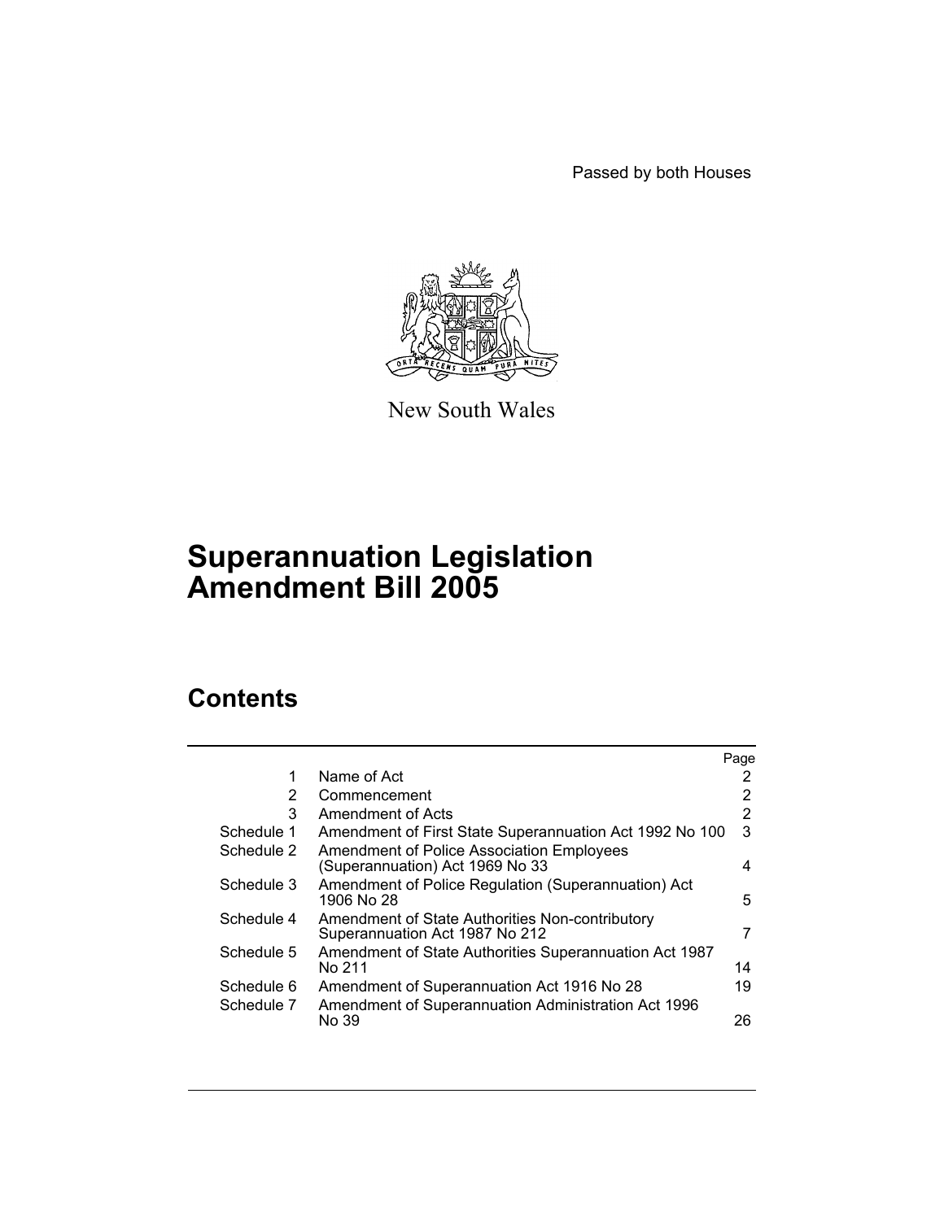Passed by both Houses

New South Wales

# Superannuation Legislation Amendment Bill 2005

## Contents

| | | Page |
|---|---|---|
| 1 | Name of Act | 2 |
| 2 | Commencement | 2 |
| 3 | Amendment of Acts | 2 |
| Schedule 1 | Amendment of First State Superannuation Act 1992 No 100 | 3 |
| Schedule 2 | Amendment of Police Association Employees (Superannuation) Act 1969 No 33 | 4 |
| Schedule 3 | Amendment of Police Regulation (Superannuation) Act 1906 No 28 | 5 |
| Schedule 4 | Amendment of State Authorities Non-contributory Superannuation Act 1987 No 212 | 7 |
| Schedule 5 | Amendment of State Authorities Superannuation Act 1987 No 211 | 14 |
| Schedule 6 | Amendment of Superannuation Act 1916 No 28 | 19 |
| Schedule 7 | Amendment of Superannuation Administration Act 1996 No 39 | 26 |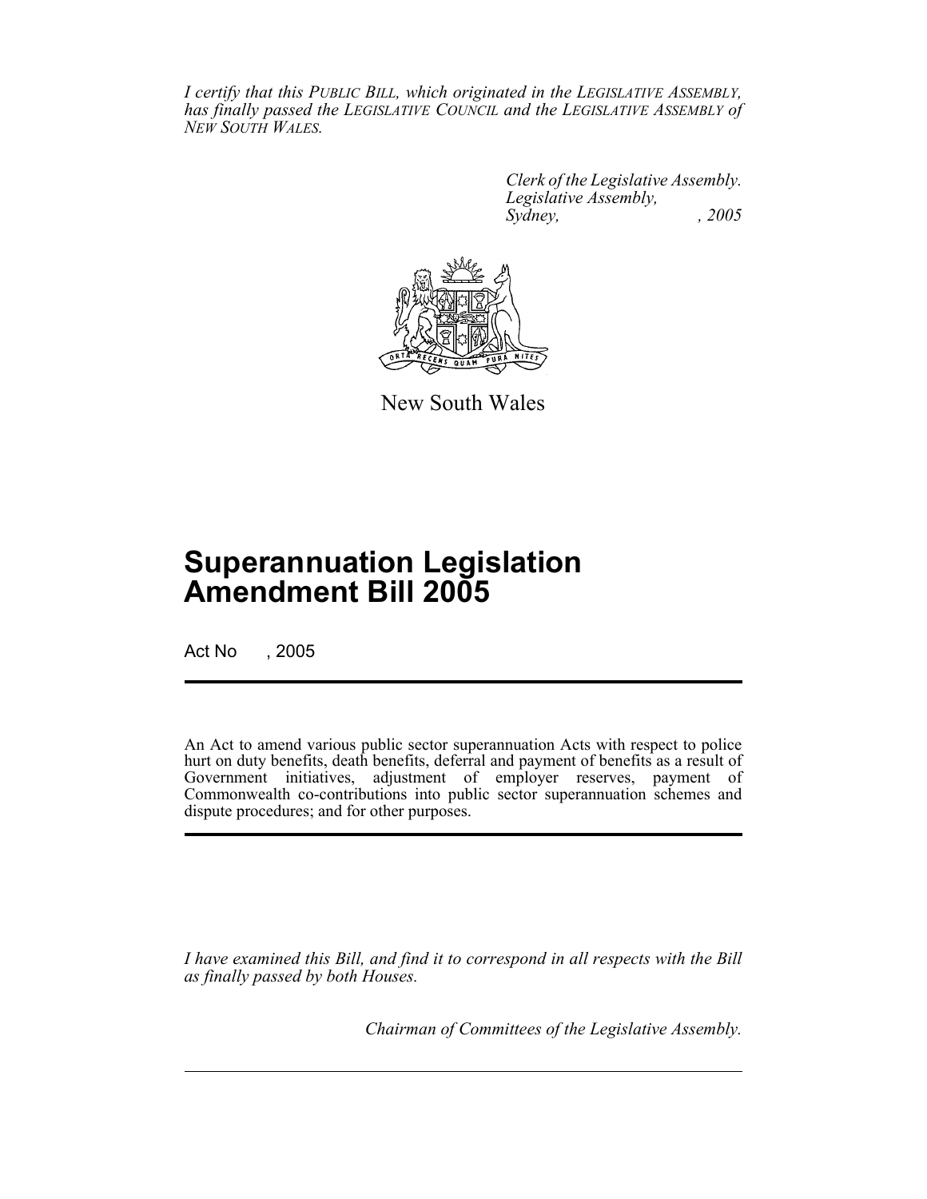*I certify that this PUBLIC BILL, which originated in the LEGISLATIVE ASSEMBLY, has finally passed the LEGISLATIVE COUNCIL and the LEGISLATIVE ASSEMBLY of NEW SOUTH WALES.*

*Clerk of the Legislative Assembly.*
*Legislative Assembly,*
*Sydney, , 2005*

New South Wales

# Superannuation Legislation Amendment Bill 2005

Act No , 2005

An Act to amend various public sector superannuation Acts with respect to police hurt on duty benefits, death benefits, deferral and payment of benefits as a result of Government initiatives, adjustment of employer reserves, payment of Commonwealth co-contributions into public sector superannuation schemes and dispute procedures; and for other purposes.

*I have examined this Bill, and find it to correspond in all respects with the Bill as finally passed by both Houses.*

*Chairman of Committees of the Legislative Assembly.*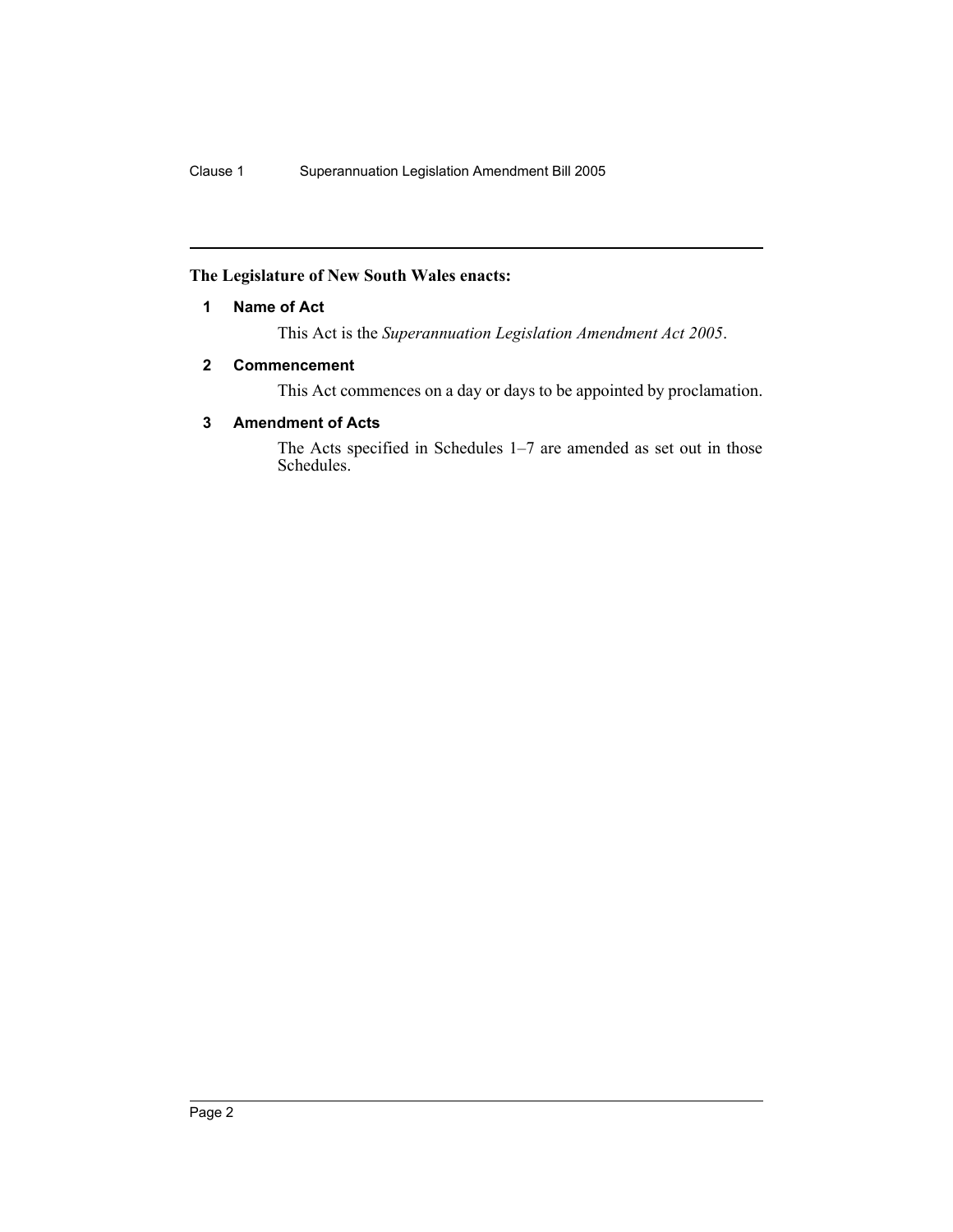**The Legislature of New South Wales enacts:**

## 1 Name of Act

This Act is the *Superannuation Legislation Amendment Act 2005*.

## 2 Commencement

This Act commences on a day or days to be appointed by proclamation.

## 3 Amendment of Acts

The Acts specified in Schedules 1–7 are amended as set out in those Schedules.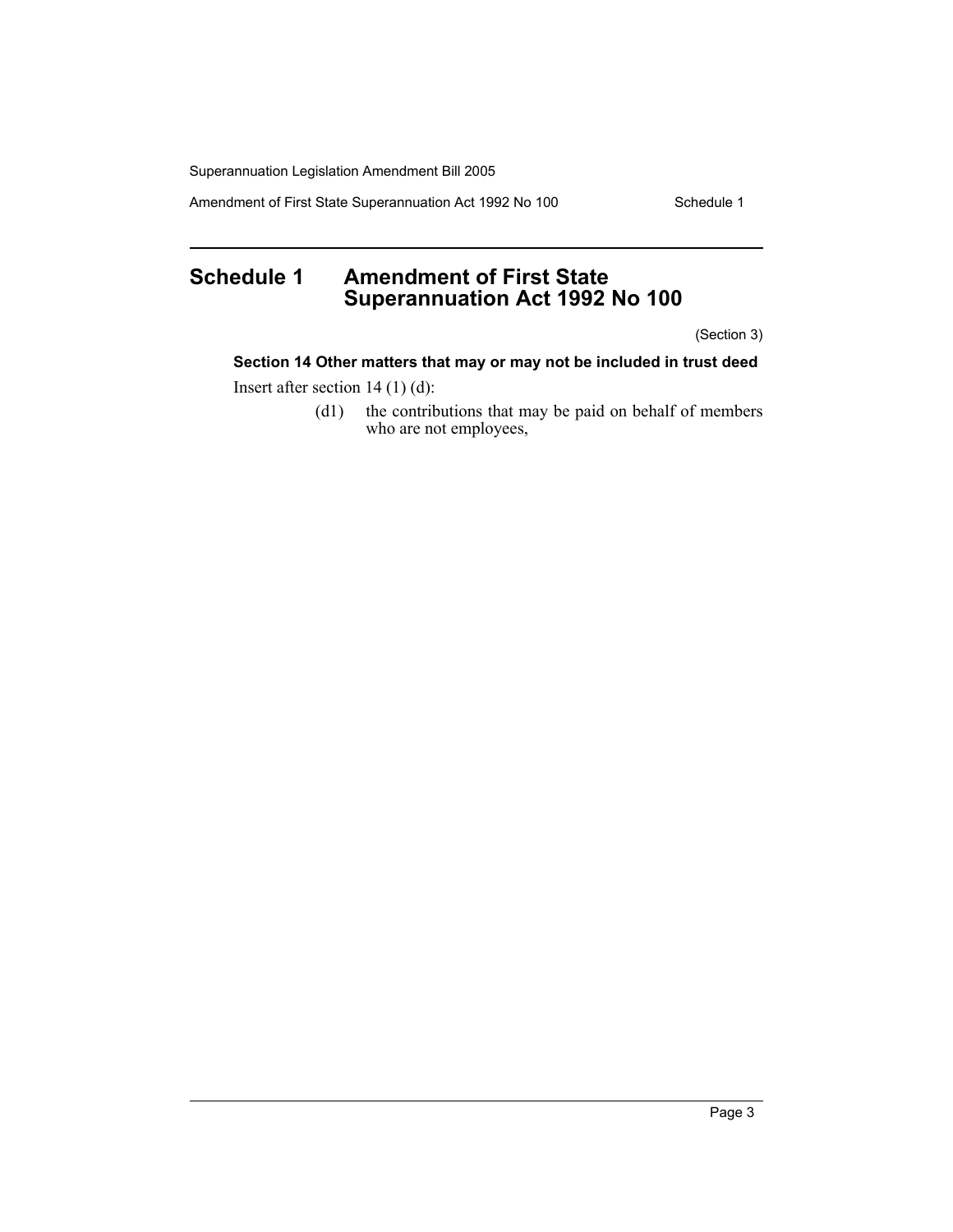# Schedule 1 Amendment of First State Superannuation Act 1992 No 100

(Section 3)

**Section 14 Other matters that may or may not be included in trust deed**

Insert after section 14 (1) (d):

(d1) the contributions that may be paid on behalf of members who are not employees,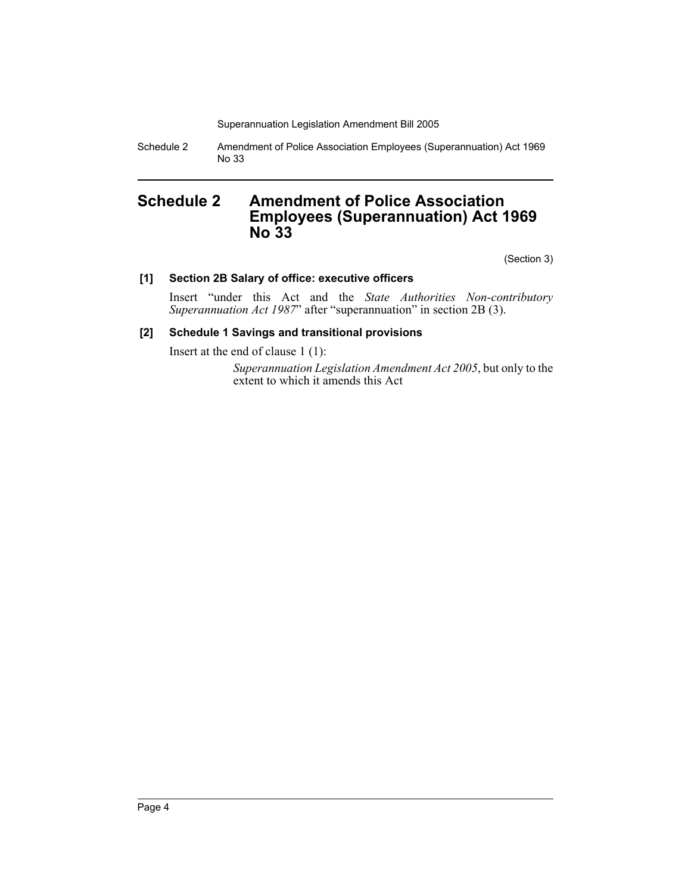# Schedule 2 Amendment of Police Association Employees (Superannuation) Act 1969 No 33

(Section 3)

**[1] Section 2B Salary of office: executive officers**

Insert "under this Act and the *State Authorities Non-contributory Superannuation Act 1987*" after "superannuation" in section 2B (3).

**[2] Schedule 1 Savings and transitional provisions**

Insert at the end of clause 1 (1):

> *Superannuation Legislation Amendment Act 2005*, but only to the extent to which it amends this Act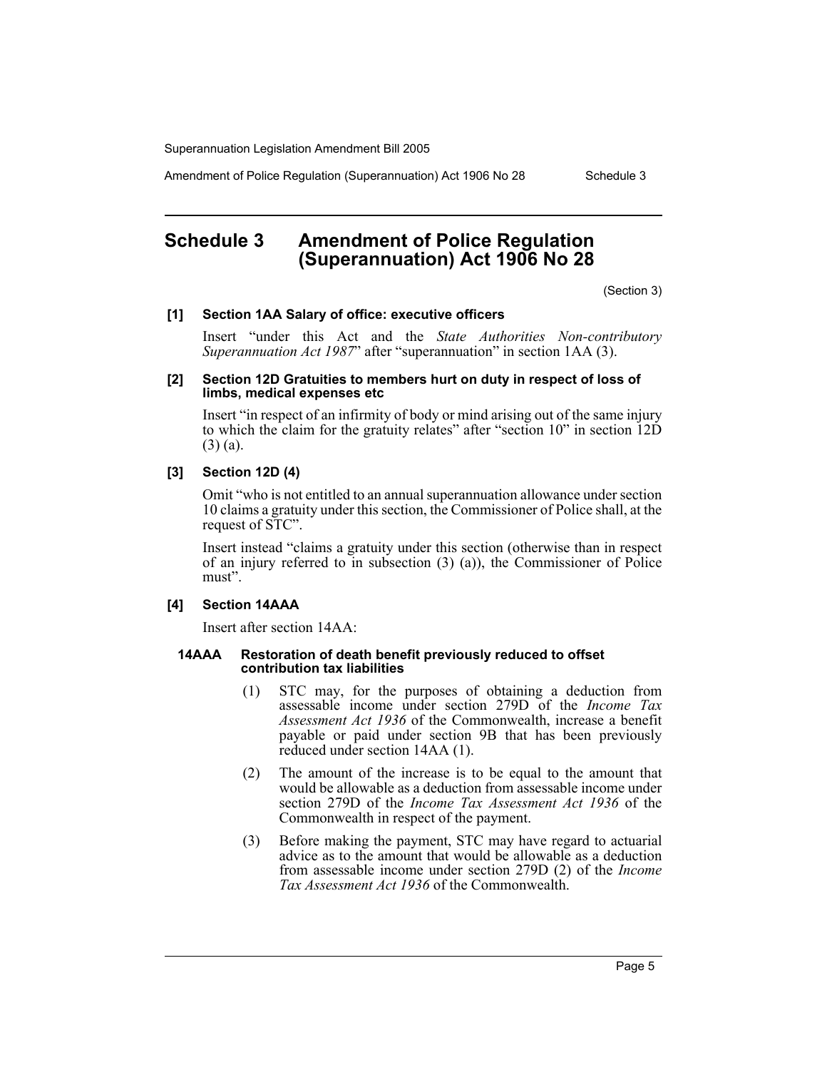# Schedule 3 Amendment of Police Regulation (Superannuation) Act 1906 No 28

(Section 3)

**[1] Section 1AA Salary of office: executive officers**

Insert "under this Act and the *State Authorities Non-contributory Superannuation Act 1987*" after "superannuation" in section 1AA (3).

**[2] Section 12D Gratuities to members hurt on duty in respect of loss of limbs, medical expenses etc**

Insert "in respect of an infirmity of body or mind arising out of the same injury to which the claim for the gratuity relates" after "section 10" in section 12D (3) (a).

**[3] Section 12D (4)**

Omit "who is not entitled to an annual superannuation allowance under section 10 claims a gratuity under this section, the Commissioner of Police shall, at the request of STC".

Insert instead "claims a gratuity under this section (otherwise than in respect of an injury referred to in subsection (3) (a)), the Commissioner of Police must".

**[4] Section 14AAA**

Insert after section 14AA:

**14AAA Restoration of death benefit previously reduced to offset contribution tax liabilities**

(1) STC may, for the purposes of obtaining a deduction from assessable income under section 279D of the *Income Tax Assessment Act 1936* of the Commonwealth, increase a benefit payable or paid under section 9B that has been previously reduced under section 14AA (1).

(2) The amount of the increase is to be equal to the amount that would be allowable as a deduction from assessable income under section 279D of the *Income Tax Assessment Act 1936* of the Commonwealth in respect of the payment.

(3) Before making the payment, STC may have regard to actuarial advice as to the amount that would be allowable as a deduction from assessable income under section 279D (2) of the *Income Tax Assessment Act 1936* of the Commonwealth.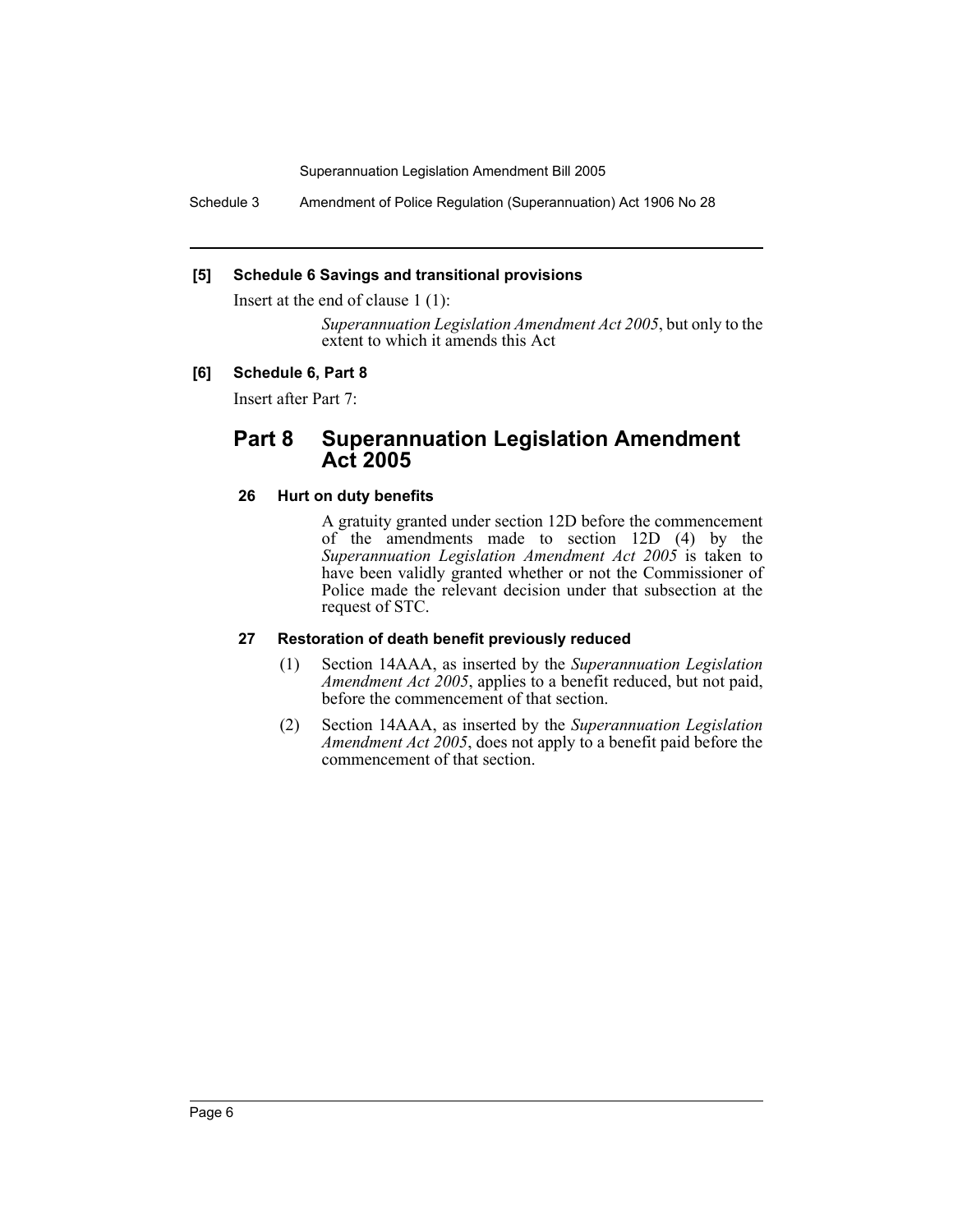**[5] Schedule 6 Savings and transitional provisions**

Insert at the end of clause 1 (1):

> *Superannuation Legislation Amendment Act 2005*, but only to the extent to which it amends this Act

**[6] Schedule 6, Part 8**

Insert after Part 7:

## Part 8 Superannuation Legislation Amendment Act 2005

### 26 Hurt on duty benefits

A gratuity granted under section 12D before the commencement of the amendments made to section 12D (4) by the *Superannuation Legislation Amendment Act 2005* is taken to have been validly granted whether or not the Commissioner of Police made the relevant decision under that subsection at the request of STC.

### 27 Restoration of death benefit previously reduced

(1) Section 14AAA, as inserted by the *Superannuation Legislation Amendment Act 2005*, applies to a benefit reduced, but not paid, before the commencement of that section.

(2) Section 14AAA, as inserted by the *Superannuation Legislation Amendment Act 2005*, does not apply to a benefit paid before the commencement of that section.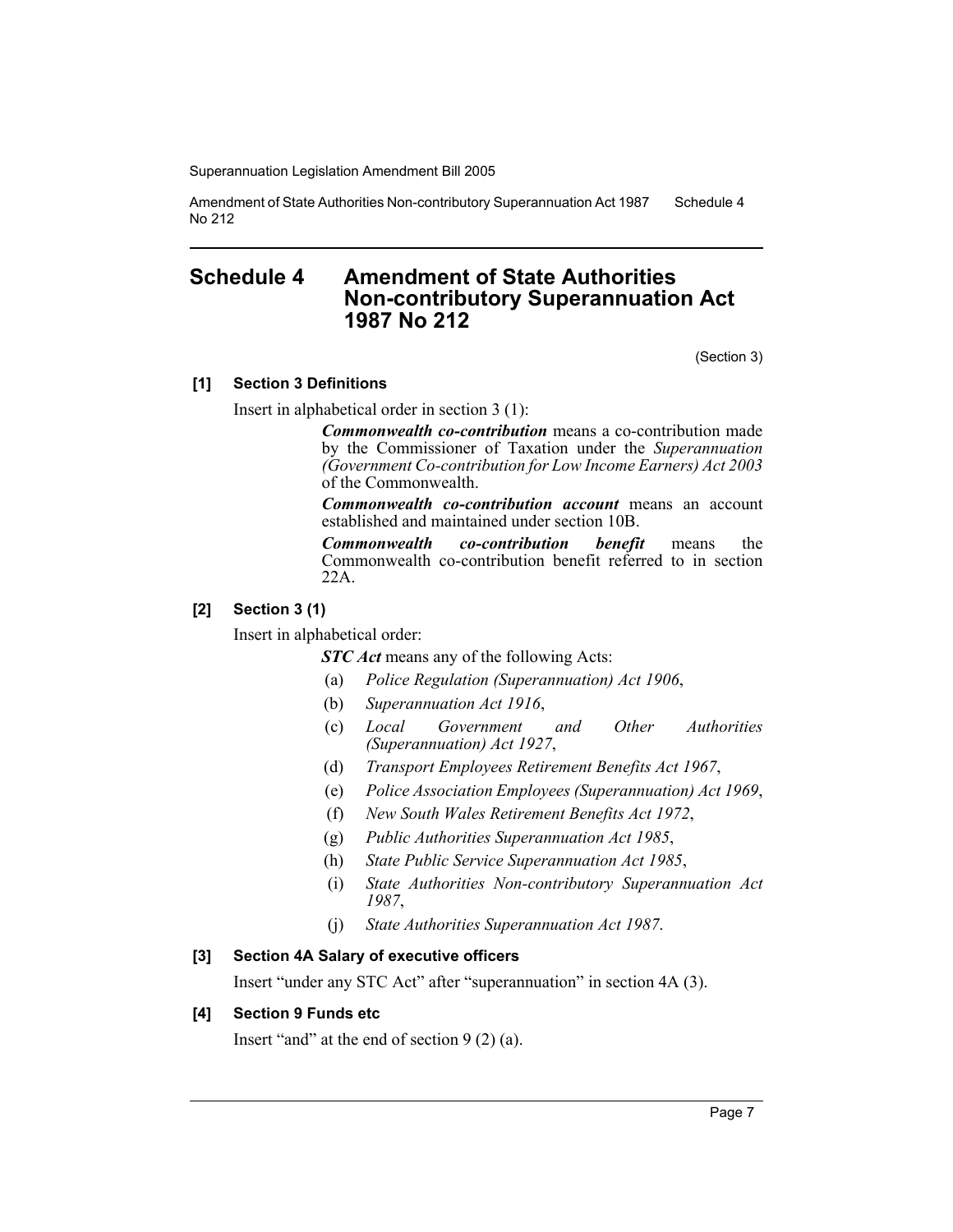# Schedule 4 Amendment of State Authorities Non-contributory Superannuation Act 1987 No 212

(Section 3)

### [1] Section 3 Definitions

Insert in alphabetical order in section 3 (1):

> ***Commonwealth co-contribution*** means a co-contribution made by the Commissioner of Taxation under the *Superannuation (Government Co-contribution for Low Income Earners) Act 2003* of the Commonwealth.
>
> ***Commonwealth co-contribution account*** means an account established and maintained under section 10B.
>
> ***Commonwealth co-contribution benefit*** means the Commonwealth co-contribution benefit referred to in section 22A.

### [2] Section 3 (1)

Insert in alphabetical order:

> ***STC Act*** means any of the following Acts:
>
> (a) *Police Regulation (Superannuation) Act 1906*,
>
> (b) *Superannuation Act 1916*,
>
> (c) *Local Government and Other Authorities (Superannuation) Act 1927*,
>
> (d) *Transport Employees Retirement Benefits Act 1967*,
>
> (e) *Police Association Employees (Superannuation) Act 1969*,
>
> (f) *New South Wales Retirement Benefits Act 1972*,
>
> (g) *Public Authorities Superannuation Act 1985*,
>
> (h) *State Public Service Superannuation Act 1985*,
>
> (i) *State Authorities Non-contributory Superannuation Act 1987*,
>
> (j) *State Authorities Superannuation Act 1987*.

### [3] Section 4A Salary of executive officers

Insert "under any STC Act" after "superannuation" in section 4A (3).

### [4] Section 9 Funds etc

Insert "and" at the end of section 9 (2) (a).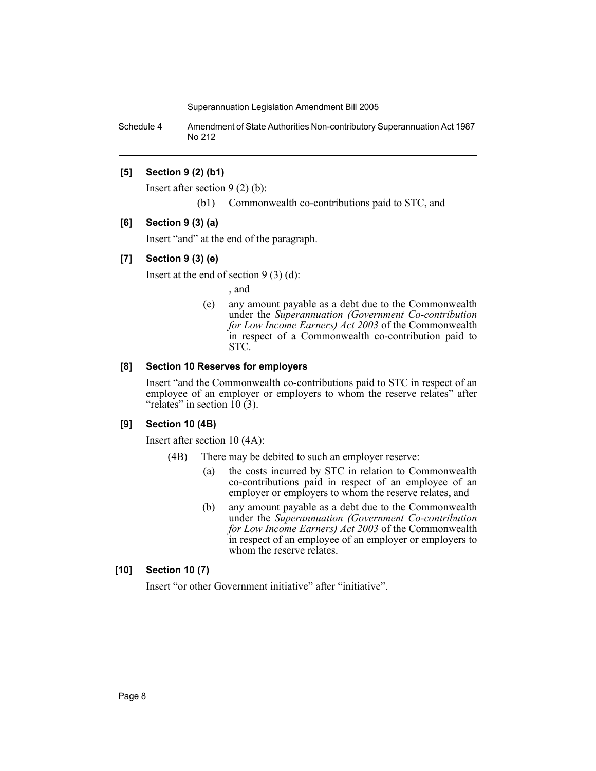**[5] Section 9 (2) (b1)**

Insert after section 9 (2) (b):

(b1) Commonwealth co-contributions paid to STC, and

**[6] Section 9 (3) (a)**

Insert "and" at the end of the paragraph.

**[7] Section 9 (3) (e)**

Insert at the end of section 9 (3) (d):

, and

(e) any amount payable as a debt due to the Commonwealth under the *Superannuation (Government Co-contribution for Low Income Earners) Act 2003* of the Commonwealth in respect of a Commonwealth co-contribution paid to STC.

**[8] Section 10 Reserves for employers**

Insert "and the Commonwealth co-contributions paid to STC in respect of an employee of an employer or employers to whom the reserve relates" after "relates" in section 10 (3).

**[9] Section 10 (4B)**

Insert after section 10 (4A):

(4B) There may be debited to such an employer reserve:

(a) the costs incurred by STC in relation to Commonwealth co-contributions paid in respect of an employee of an employer or employers to whom the reserve relates, and

(b) any amount payable as a debt due to the Commonwealth under the *Superannuation (Government Co-contribution for Low Income Earners) Act 2003* of the Commonwealth in respect of an employee of an employer or employers to whom the reserve relates.

**[10] Section 10 (7)**

Insert "or other Government initiative" after "initiative".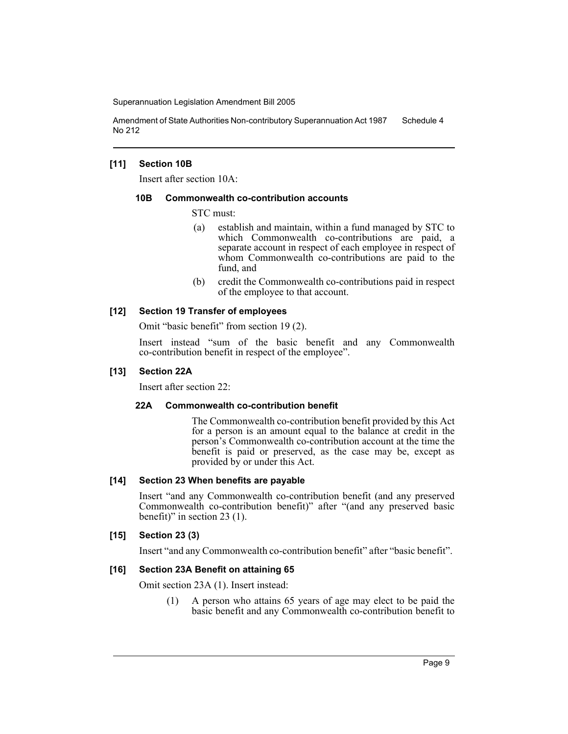#### [11] Section 10B

Insert after section 10A:

##### 10B Commonwealth co-contribution accounts

STC must:

(a) establish and maintain, within a fund managed by STC to which Commonwealth co-contributions are paid, a separate account in respect of each employee in respect of whom Commonwealth co-contributions are paid to the fund, and

(b) credit the Commonwealth co-contributions paid in respect of the employee to that account.

#### [12] Section 19 Transfer of employees

Omit "basic benefit" from section 19 (2).

Insert instead "sum of the basic benefit and any Commonwealth co-contribution benefit in respect of the employee".

#### [13] Section 22A

Insert after section 22:

##### 22A Commonwealth co-contribution benefit

The Commonwealth co-contribution benefit provided by this Act for a person is an amount equal to the balance at credit in the person's Commonwealth co-contribution account at the time the benefit is paid or preserved, as the case may be, except as provided by or under this Act.

#### [14] Section 23 When benefits are payable

Insert "and any Commonwealth co-contribution benefit (and any preserved Commonwealth co-contribution benefit)" after "(and any preserved basic benefit)" in section 23 (1).

#### [15] Section 23 (3)

Insert "and any Commonwealth co-contribution benefit" after "basic benefit".

#### [16] Section 23A Benefit on attaining 65

Omit section 23A (1). Insert instead:

(1) A person who attains 65 years of age may elect to be paid the basic benefit and any Commonwealth co-contribution benefit to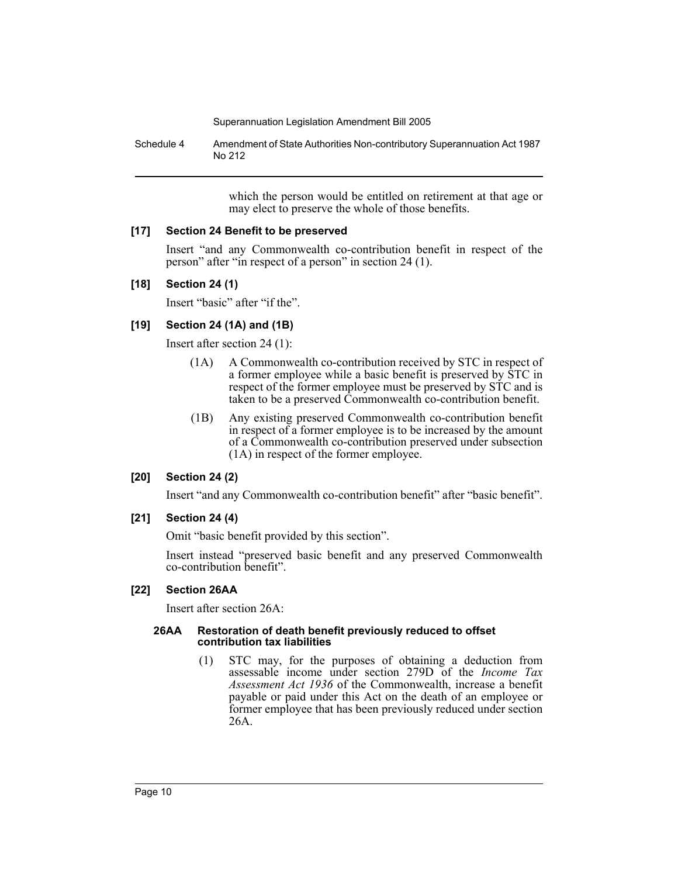which the person would be entitled on retirement at that age or may elect to preserve the whole of those benefits.

### [17] Section 24 Benefit to be preserved

Insert "and any Commonwealth co-contribution benefit in respect of the person" after "in respect of a person" in section 24 (1).

### [18] Section 24 (1)

Insert "basic" after "if the".

### [19] Section 24 (1A) and (1B)

Insert after section 24 (1):

> (1A) A Commonwealth co-contribution received by STC in respect of a former employee while a basic benefit is preserved by STC in respect of the former employee must be preserved by STC and is taken to be a preserved Commonwealth co-contribution benefit.
>
> (1B) Any existing preserved Commonwealth co-contribution benefit in respect of a former employee is to be increased by the amount of a Commonwealth co-contribution preserved under subsection (1A) in respect of the former employee.

### [20] Section 24 (2)

Insert "and any Commonwealth co-contribution benefit" after "basic benefit".

### [21] Section 24 (4)

Omit "basic benefit provided by this section".

Insert instead "preserved basic benefit and any preserved Commonwealth co-contribution benefit".

### [22] Section 26AA

Insert after section 26A:

#### 26AA Restoration of death benefit previously reduced to offset contribution tax liabilities

> (1) STC may, for the purposes of obtaining a deduction from assessable income under section 279D of the *Income Tax Assessment Act 1936* of the Commonwealth, increase a benefit payable or paid under this Act on the death of an employee or former employee that has been previously reduced under section 26A.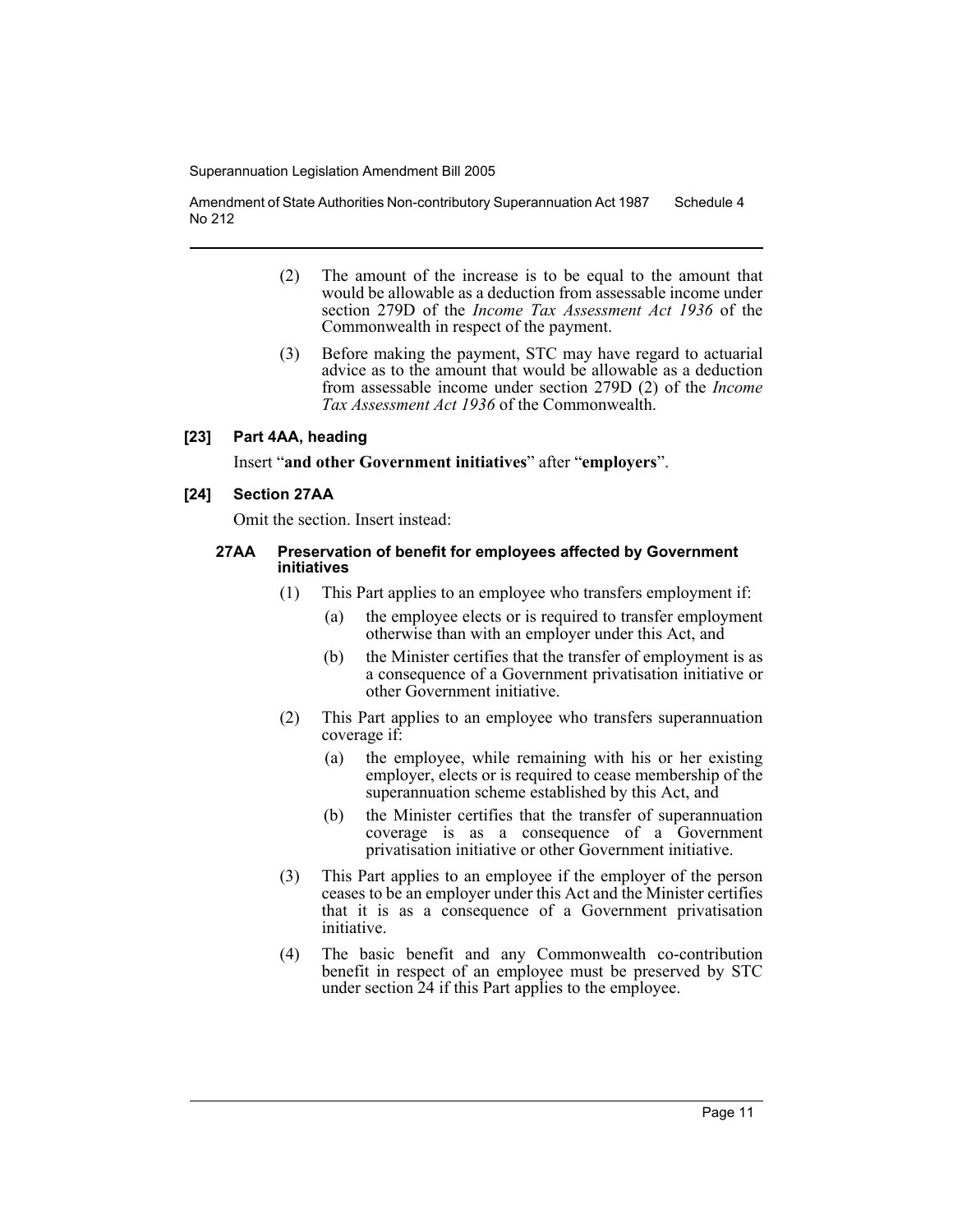(2) The amount of the increase is to be equal to the amount that would be allowable as a deduction from assessable income under section 279D of the *Income Tax Assessment Act 1936* of the Commonwealth in respect of the payment.

(3) Before making the payment, STC may have regard to actuarial advice as to the amount that would be allowable as a deduction from assessable income under section 279D (2) of the *Income Tax Assessment Act 1936* of the Commonwealth.

### [23] Part 4AA, heading

Insert "**and other Government initiatives**" after "**employers**".

### [24] Section 27AA

Omit the section. Insert instead:

#### 27AA Preservation of benefit for employees affected by Government initiatives

(1) This Part applies to an employee who transfers employment if:

- (a) the employee elects or is required to transfer employment otherwise than with an employer under this Act, and
- (b) the Minister certifies that the transfer of employment is as a consequence of a Government privatisation initiative or other Government initiative.

(2) This Part applies to an employee who transfers superannuation coverage if:

- (a) the employee, while remaining with his or her existing employer, elects or is required to cease membership of the superannuation scheme established by this Act, and
- (b) the Minister certifies that the transfer of superannuation coverage is as a consequence of a Government privatisation initiative or other Government initiative.

(3) This Part applies to an employee if the employer of the person ceases to be an employer under this Act and the Minister certifies that it is as a consequence of a Government privatisation initiative.

(4) The basic benefit and any Commonwealth co-contribution benefit in respect of an employee must be preserved by STC under section 24 if this Part applies to the employee.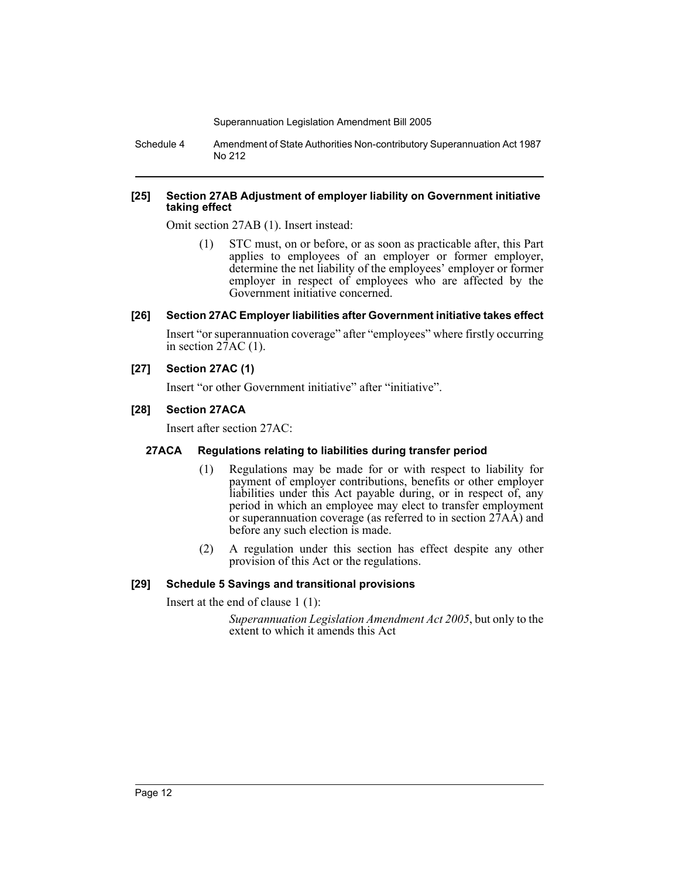**[25] Section 27AB Adjustment of employer liability on Government initiative taking effect**

Omit section 27AB (1). Insert instead:

> (1) STC must, on or before, or as soon as practicable after, this Part applies to employees of an employer or former employer, determine the net liability of the employees' employer or former employer in respect of employees who are affected by the Government initiative concerned.

**[26] Section 27AC Employer liabilities after Government initiative takes effect**

Insert "or superannuation coverage" after "employees" where firstly occurring in section 27AC (1).

**[27] Section 27AC (1)**

Insert "or other Government initiative" after "initiative".

**[28] Section 27ACA**

Insert after section 27AC:

**27ACA Regulations relating to liabilities during transfer period**

> (1) Regulations may be made for or with respect to liability for payment of employer contributions, benefits or other employer liabilities under this Act payable during, or in respect of, any period in which an employee may elect to transfer employment or superannuation coverage (as referred to in section 27AA) and before any such election is made.
>
> (2) A regulation under this section has effect despite any other provision of this Act or the regulations.

**[29] Schedule 5 Savings and transitional provisions**

Insert at the end of clause 1 (1):

> *Superannuation Legislation Amendment Act 2005*, but only to the extent to which it amends this Act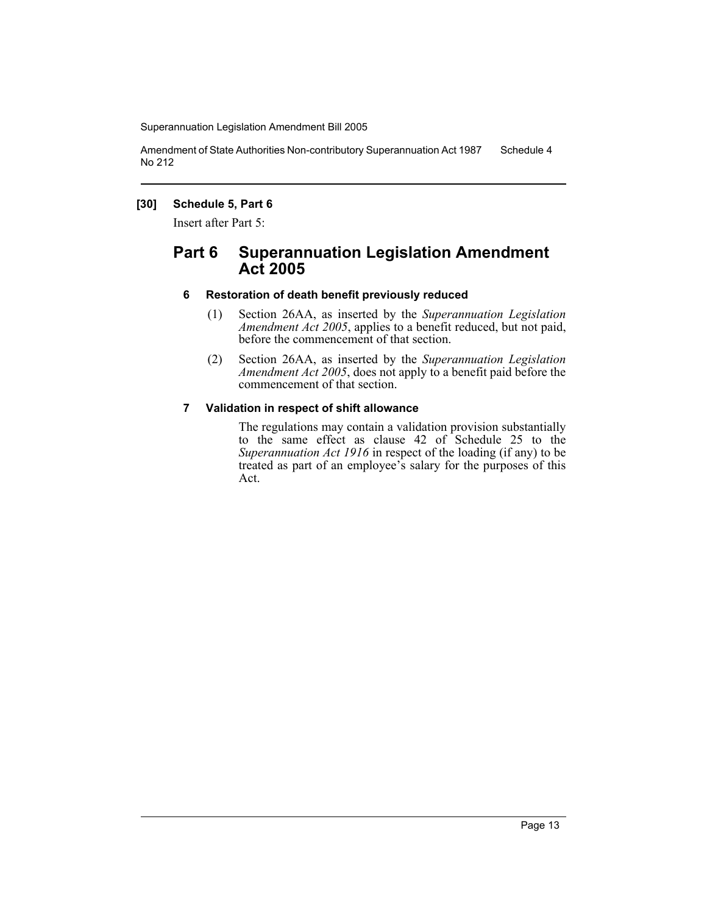**[30] Schedule 5, Part 6**

Insert after Part 5:

## Part 6 Superannuation Legislation Amendment Act 2005

### 6 Restoration of death benefit previously reduced

(1) Section 26AA, as inserted by the *Superannuation Legislation Amendment Act 2005*, applies to a benefit reduced, but not paid, before the commencement of that section.

(2) Section 26AA, as inserted by the *Superannuation Legislation Amendment Act 2005*, does not apply to a benefit paid before the commencement of that section.

### 7 Validation in respect of shift allowance

The regulations may contain a validation provision substantially to the same effect as clause 42 of Schedule 25 to the *Superannuation Act 1916* in respect of the loading (if any) to be treated as part of an employee's salary for the purposes of this Act.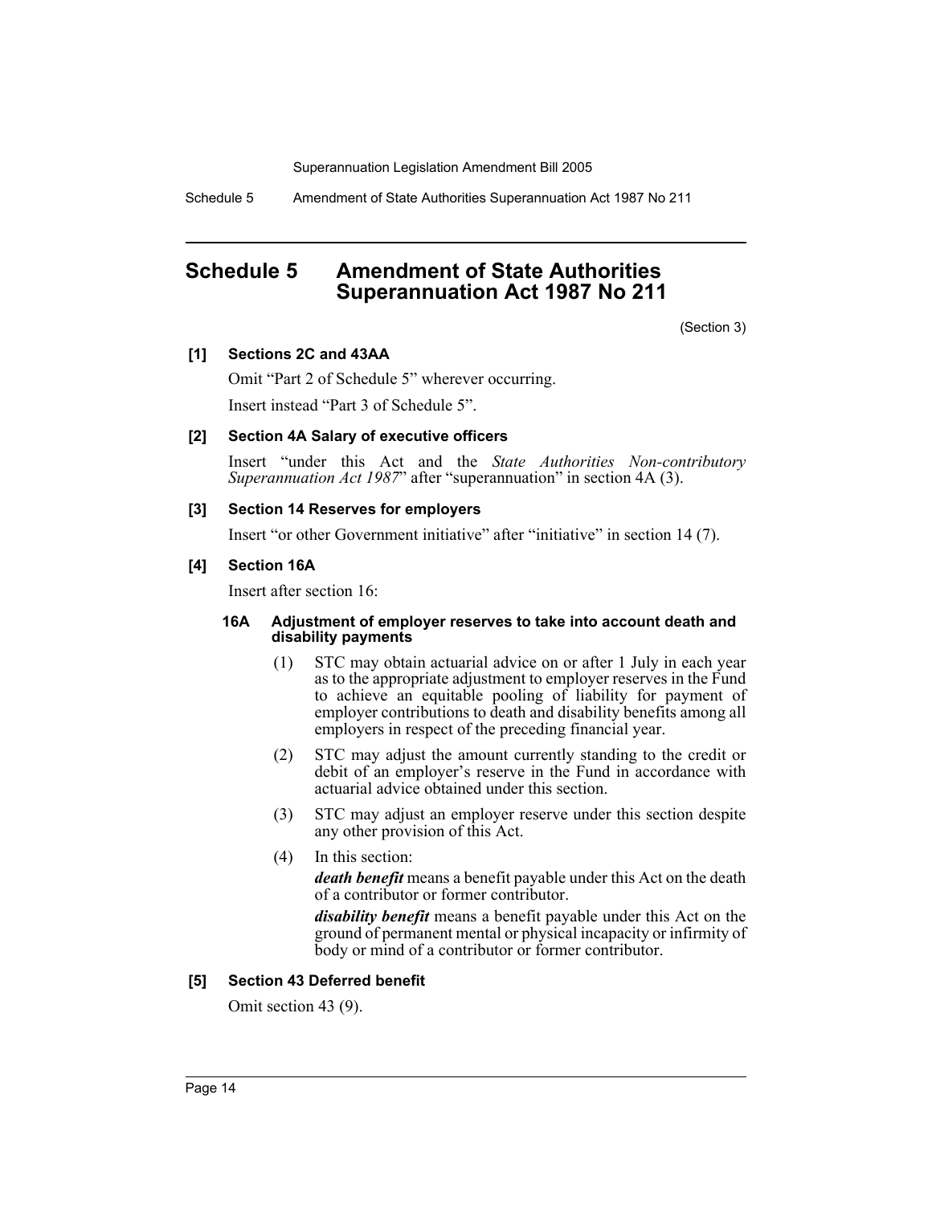# Schedule 5 Amendment of State Authorities Superannuation Act 1987 No 211

(Section 3)

**[1] Sections 2C and 43AA**

Omit "Part 2 of Schedule 5" wherever occurring.

Insert instead "Part 3 of Schedule 5".

**[2] Section 4A Salary of executive officers**

Insert "under this Act and the *State Authorities Non-contributory Superannuation Act 1987*" after "superannuation" in section 4A (3).

**[3] Section 14 Reserves for employers**

Insert "or other Government initiative" after "initiative" in section 14 (7).

**[4] Section 16A**

Insert after section 16:

**16A Adjustment of employer reserves to take into account death and disability payments**

(1) STC may obtain actuarial advice on or after 1 July in each year as to the appropriate adjustment to employer reserves in the Fund to achieve an equitable pooling of liability for payment of employer contributions to death and disability benefits among all employers in respect of the preceding financial year.

(2) STC may adjust the amount currently standing to the credit or debit of an employer's reserve in the Fund in accordance with actuarial advice obtained under this section.

(3) STC may adjust an employer reserve under this section despite any other provision of this Act.

(4) In this section:

***death benefit*** means a benefit payable under this Act on the death of a contributor or former contributor.

***disability benefit*** means a benefit payable under this Act on the ground of permanent mental or physical incapacity or infirmity of body or mind of a contributor or former contributor.

**[5] Section 43 Deferred benefit**

Omit section 43 (9).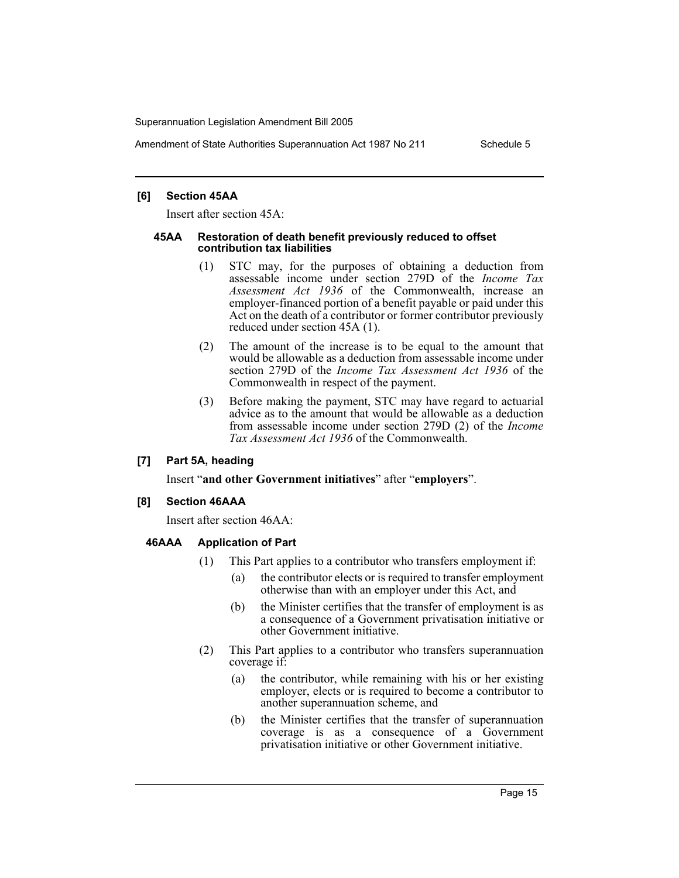**[6] Section 45AA**

Insert after section 45A:

**45AA Restoration of death benefit previously reduced to offset contribution tax liabilities**

(1) STC may, for the purposes of obtaining a deduction from assessable income under section 279D of the *Income Tax Assessment Act 1936* of the Commonwealth, increase an employer-financed portion of a benefit payable or paid under this Act on the death of a contributor or former contributor previously reduced under section 45A (1).

(2) The amount of the increase is to be equal to the amount that would be allowable as a deduction from assessable income under section 279D of the *Income Tax Assessment Act 1936* of the Commonwealth in respect of the payment.

(3) Before making the payment, STC may have regard to actuarial advice as to the amount that would be allowable as a deduction from assessable income under section 279D (2) of the *Income Tax Assessment Act 1936* of the Commonwealth.

**[7] Part 5A, heading**

Insert "**and other Government initiatives**" after "**employers**".

**[8] Section 46AAA**

Insert after section 46AA:

**46AAA Application of Part**

(1) This Part applies to a contributor who transfers employment if:

(a) the contributor elects or is required to transfer employment otherwise than with an employer under this Act, and

(b) the Minister certifies that the transfer of employment is as a consequence of a Government privatisation initiative or other Government initiative.

(2) This Part applies to a contributor who transfers superannuation coverage if:

(a) the contributor, while remaining with his or her existing employer, elects or is required to become a contributor to another superannuation scheme, and

(b) the Minister certifies that the transfer of superannuation coverage is as a consequence of a Government privatisation initiative or other Government initiative.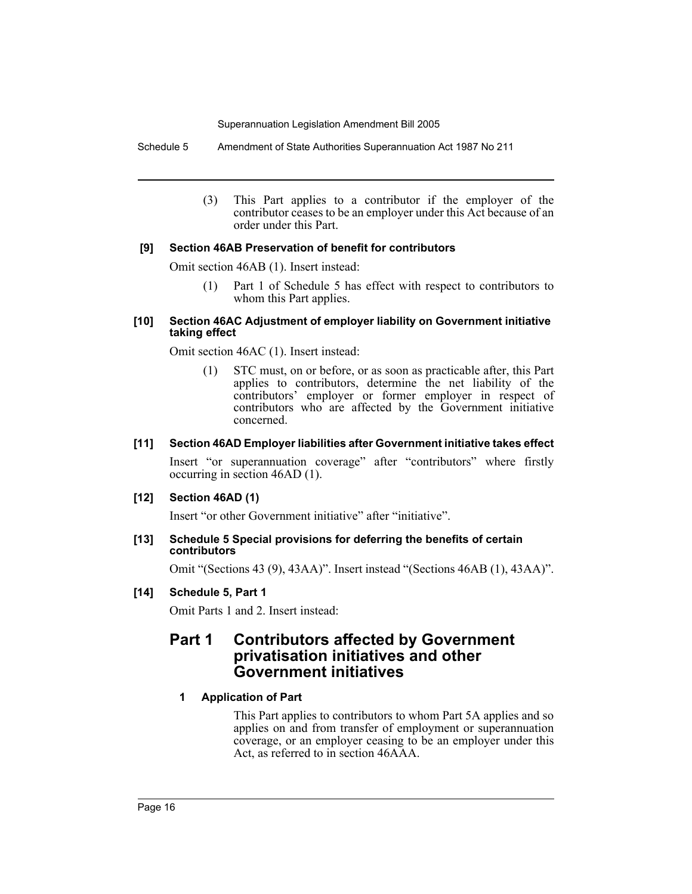(3) This Part applies to a contributor if the employer of the contributor ceases to be an employer under this Act because of an order under this Part.

#### [9] Section 46AB Preservation of benefit for contributors

Omit section 46AB (1). Insert instead:

(1) Part 1 of Schedule 5 has effect with respect to contributors to whom this Part applies.

#### [10] Section 46AC Adjustment of employer liability on Government initiative taking effect

Omit section 46AC (1). Insert instead:

(1) STC must, on or before, or as soon as practicable after, this Part applies to contributors, determine the net liability of the contributors' employer or former employer in respect of contributors who are affected by the Government initiative concerned.

#### [11] Section 46AD Employer liabilities after Government initiative takes effect

Insert "or superannuation coverage" after "contributors" where firstly occurring in section 46AD (1).

#### [12] Section 46AD (1)

Insert "or other Government initiative" after "initiative".

#### [13] Schedule 5 Special provisions for deferring the benefits of certain contributors

Omit "(Sections 43 (9), 43AA)". Insert instead "(Sections 46AB (1), 43AA)".

#### [14] Schedule 5, Part 1

Omit Parts 1 and 2. Insert instead:

## Part 1 Contributors affected by Government privatisation initiatives and other Government initiatives

### 1 Application of Part

This Part applies to contributors to whom Part 5A applies and so applies on and from transfer of employment or superannuation coverage, or an employer ceasing to be an employer under this Act, as referred to in section 46AAA.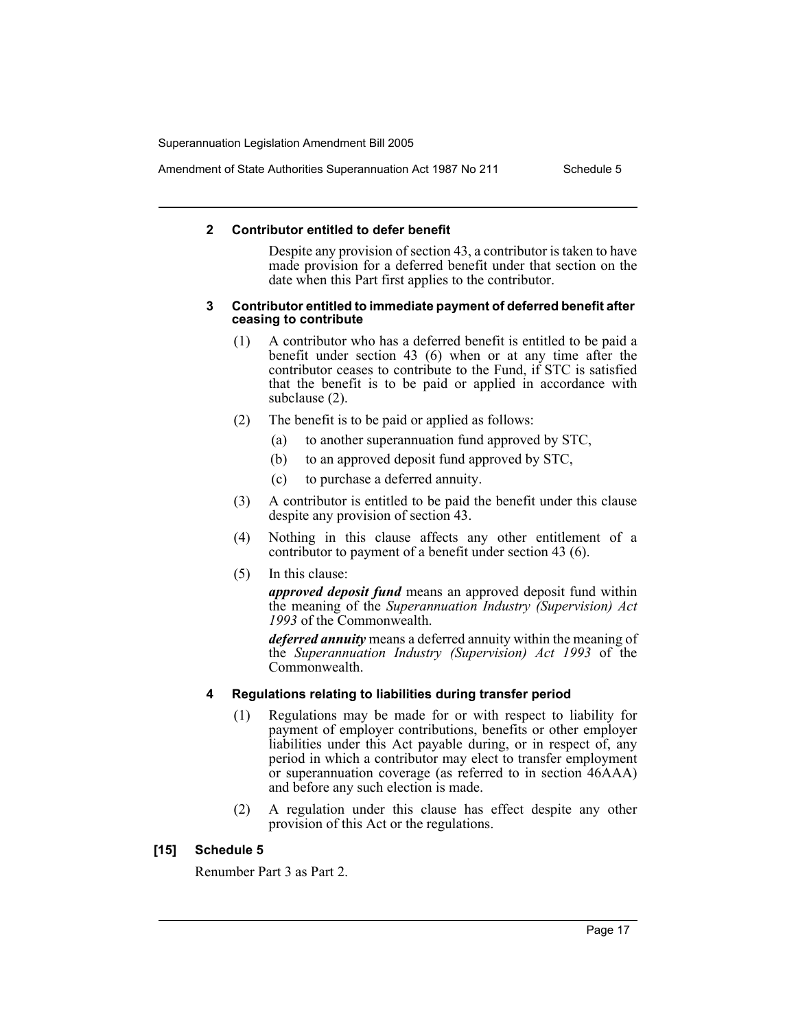**2 Contributor entitled to defer benefit**

Despite any provision of section 43, a contributor is taken to have made provision for a deferred benefit under that section on the date when this Part first applies to the contributor.

**3 Contributor entitled to immediate payment of deferred benefit after ceasing to contribute**

(1) A contributor who has a deferred benefit is entitled to be paid a benefit under section 43 (6) when or at any time after the contributor ceases to contribute to the Fund, if STC is satisfied that the benefit is to be paid or applied in accordance with subclause (2).

(2) The benefit is to be paid or applied as follows:

(a) to another superannuation fund approved by STC,

(b) to an approved deposit fund approved by STC,

(c) to purchase a deferred annuity.

(3) A contributor is entitled to be paid the benefit under this clause despite any provision of section 43.

(4) Nothing in this clause affects any other entitlement of a contributor to payment of a benefit under section 43 (6).

(5) In this clause:

***approved deposit fund*** means an approved deposit fund within the meaning of the *Superannuation Industry (Supervision) Act 1993* of the Commonwealth.

***deferred annuity*** means a deferred annuity within the meaning of the *Superannuation Industry (Supervision) Act 1993* of the Commonwealth.

**4 Regulations relating to liabilities during transfer period**

(1) Regulations may be made for or with respect to liability for payment of employer contributions, benefits or other employer liabilities under this Act payable during, or in respect of, any period in which a contributor may elect to transfer employment or superannuation coverage (as referred to in section 46AAA) and before any such election is made.

(2) A regulation under this clause has effect despite any other provision of this Act or the regulations.

**[15] Schedule 5**

Renumber Part 3 as Part 2.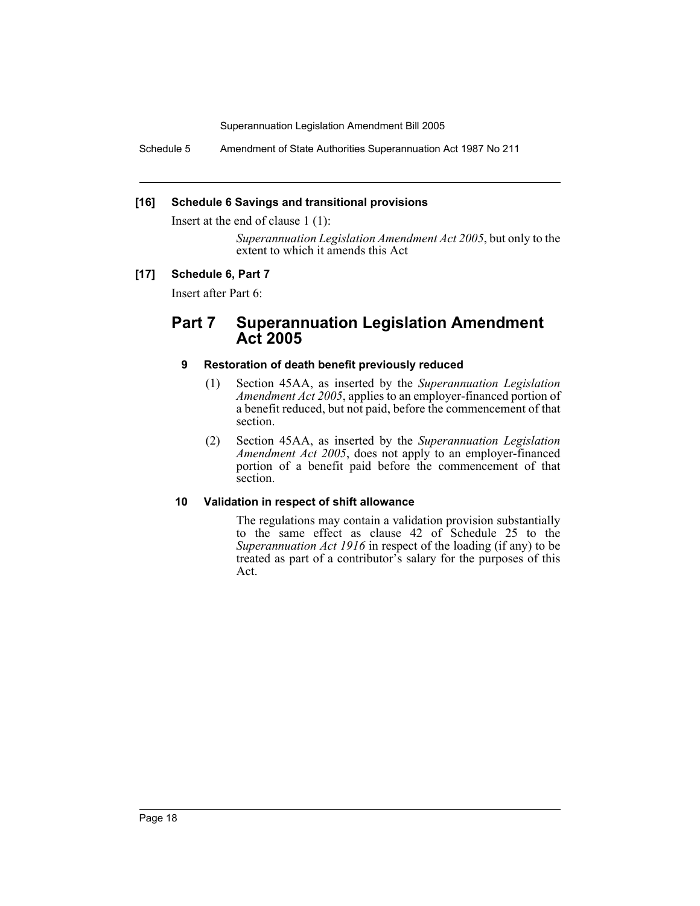**[16] Schedule 6 Savings and transitional provisions**

Insert at the end of clause 1 (1):

> *Superannuation Legislation Amendment Act 2005*, but only to the extent to which it amends this Act

**[17] Schedule 6, Part 7**

Insert after Part 6:

## Part 7 Superannuation Legislation Amendment Act 2005

### 9 Restoration of death benefit previously reduced

(1) Section 45AA, as inserted by the *Superannuation Legislation Amendment Act 2005*, applies to an employer-financed portion of a benefit reduced, but not paid, before the commencement of that section.

(2) Section 45AA, as inserted by the *Superannuation Legislation Amendment Act 2005*, does not apply to an employer-financed portion of a benefit paid before the commencement of that section.

### 10 Validation in respect of shift allowance

The regulations may contain a validation provision substantially to the same effect as clause 42 of Schedule 25 to the *Superannuation Act 1916* in respect of the loading (if any) to be treated as part of a contributor's salary for the purposes of this Act.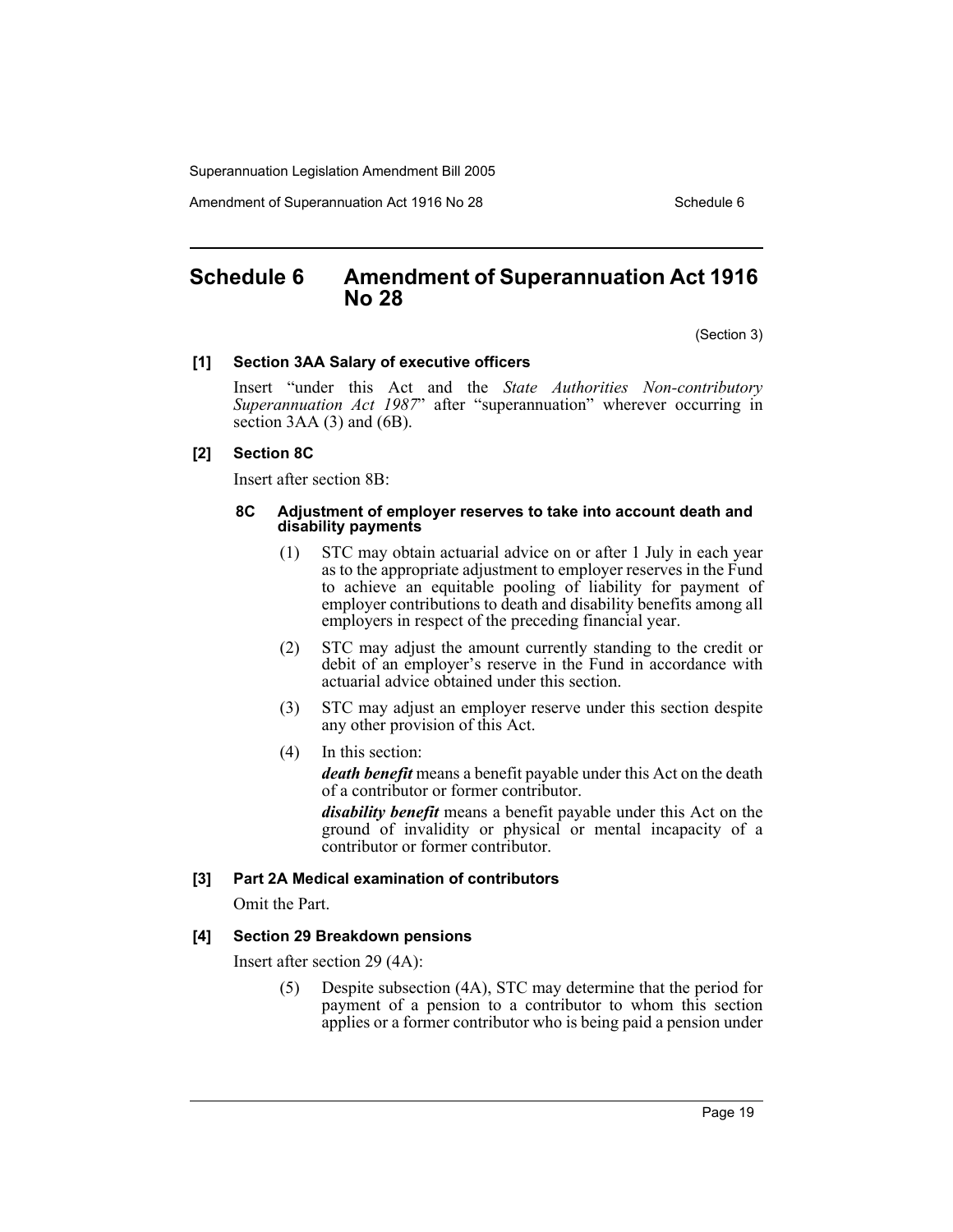# Schedule 6 Amendment of Superannuation Act 1916 No 28

(Section 3)

### [1] Section 3AA Salary of executive officers

Insert "under this Act and the *State Authorities Non-contributory Superannuation Act 1987*" after "superannuation" wherever occurring in section 3AA (3) and (6B).

### [2] Section 8C

Insert after section 8B:

#### 8C Adjustment of employer reserves to take into account death and disability payments

(1) STC may obtain actuarial advice on or after 1 July in each year as to the appropriate adjustment to employer reserves in the Fund to achieve an equitable pooling of liability for payment of employer contributions to death and disability benefits among all employers in respect of the preceding financial year.

(2) STC may adjust the amount currently standing to the credit or debit of an employer's reserve in the Fund in accordance with actuarial advice obtained under this section.

(3) STC may adjust an employer reserve under this section despite any other provision of this Act.

(4) In this section:

***death benefit*** means a benefit payable under this Act on the death of a contributor or former contributor.

***disability benefit*** means a benefit payable under this Act on the ground of invalidity or physical or mental incapacity of a contributor or former contributor.

### [3] Part 2A Medical examination of contributors

Omit the Part.

### [4] Section 29 Breakdown pensions

Insert after section 29 (4A):

(5) Despite subsection (4A), STC may determine that the period for payment of a pension to a contributor to whom this section applies or a former contributor who is being paid a pension under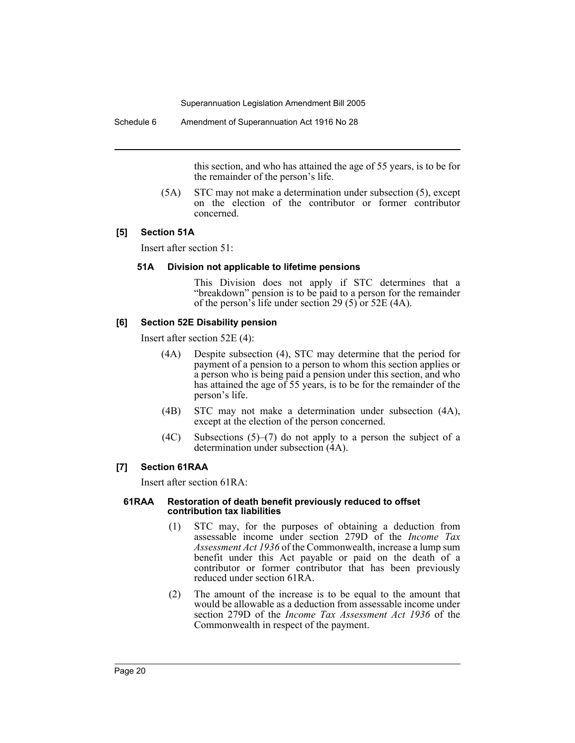this section, and who has attained the age of 55 years, is to be for the remainder of the person's life.

(5A) STC may not make a determination under subsection (5), except on the election of the contributor or former contributor concerned.

### [5] Section 51A

Insert after section 51:

#### 51A Division not applicable to lifetime pensions

This Division does not apply if STC determines that a "breakdown" pension is to be paid to a person for the remainder of the person's life under section 29 (5) or 52E (4A).

### [6] Section 52E Disability pension

Insert after section 52E (4):

(4A) Despite subsection (4), STC may determine that the period for payment of a pension to a person to whom this section applies or a person who is being paid a pension under this section, and who has attained the age of 55 years, is to be for the remainder of the person's life.

(4B) STC may not make a determination under subsection (4A), except at the election of the person concerned.

(4C) Subsections (5)–(7) do not apply to a person the subject of a determination under subsection (4A).

### [7] Section 61RAA

Insert after section 61RA:

#### 61RAA Restoration of death benefit previously reduced to offset contribution tax liabilities

(1) STC may, for the purposes of obtaining a deduction from assessable income under section 279D of the *Income Tax Assessment Act 1936* of the Commonwealth, increase a lump sum benefit under this Act payable or paid on the death of a contributor or former contributor that has been previously reduced under section 61RA.

(2) The amount of the increase is to be equal to the amount that would be allowable as a deduction from assessable income under section 279D of the *Income Tax Assessment Act 1936* of the Commonwealth in respect of the payment.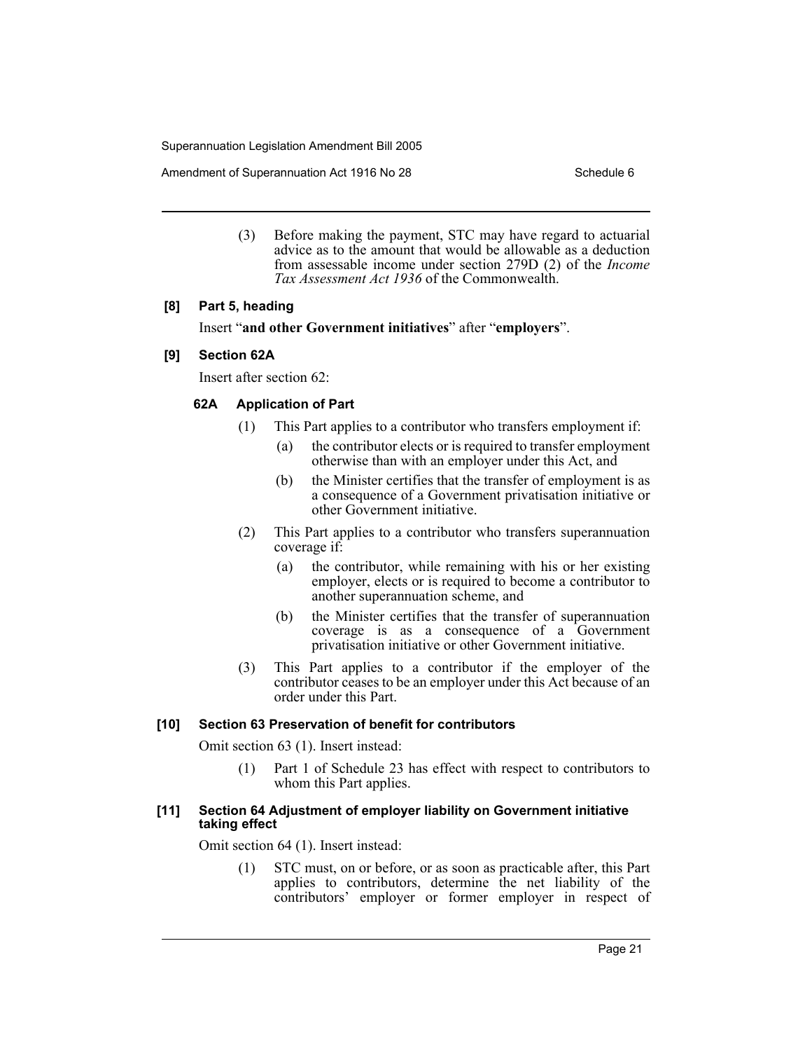(3) Before making the payment, STC may have regard to actuarial advice as to the amount that would be allowable as a deduction from assessable income under section 279D (2) of the *Income Tax Assessment Act 1936* of the Commonwealth.

**[8] Part 5, heading**

Insert "**and other Government initiatives**" after "**employers**".

**[9] Section 62A**

Insert after section 62:

**62A Application of Part**

(1) This Part applies to a contributor who transfers employment if:

(a) the contributor elects or is required to transfer employment otherwise than with an employer under this Act, and

(b) the Minister certifies that the transfer of employment is as a consequence of a Government privatisation initiative or other Government initiative.

(2) This Part applies to a contributor who transfers superannuation coverage if:

(a) the contributor, while remaining with his or her existing employer, elects or is required to become a contributor to another superannuation scheme, and

(b) the Minister certifies that the transfer of superannuation coverage is as a consequence of a Government privatisation initiative or other Government initiative.

(3) This Part applies to a contributor if the employer of the contributor ceases to be an employer under this Act because of an order under this Part.

**[10] Section 63 Preservation of benefit for contributors**

Omit section 63 (1). Insert instead:

(1) Part 1 of Schedule 23 has effect with respect to contributors to whom this Part applies.

**[11] Section 64 Adjustment of employer liability on Government initiative taking effect**

Omit section 64 (1). Insert instead:

(1) STC must, on or before, or as soon as practicable after, this Part applies to contributors, determine the net liability of the contributors' employer or former employer in respect of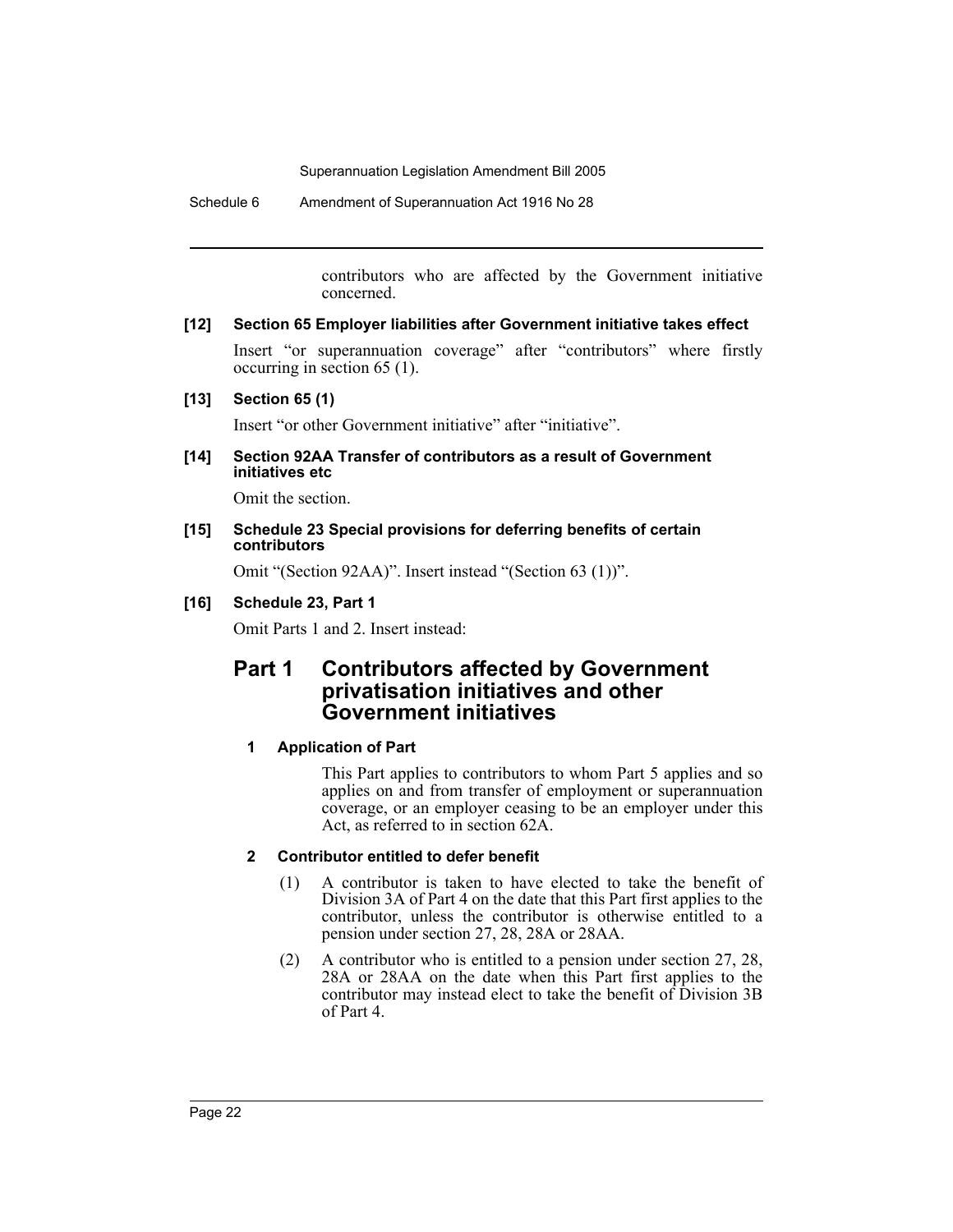contributors who are affected by the Government initiative concerned.

**[12] Section 65 Employer liabilities after Government initiative takes effect**

Insert "or superannuation coverage" after "contributors" where firstly occurring in section 65 (1).

**[13] Section 65 (1)**

Insert "or other Government initiative" after "initiative".

**[14] Section 92AA Transfer of contributors as a result of Government initiatives etc**

Omit the section.

**[15] Schedule 23 Special provisions for deferring benefits of certain contributors**

Omit "(Section 92AA)". Insert instead "(Section 63 (1))".

**[16] Schedule 23, Part 1**

Omit Parts 1 and 2. Insert instead:

## Part 1 Contributors affected by Government privatisation initiatives and other Government initiatives

### 1 Application of Part

This Part applies to contributors to whom Part 5 applies and so applies on and from transfer of employment or superannuation coverage, or an employer ceasing to be an employer under this Act, as referred to in section 62A.

### 2 Contributor entitled to defer benefit

(1) A contributor is taken to have elected to take the benefit of Division 3A of Part 4 on the date that this Part first applies to the contributor, unless the contributor is otherwise entitled to a pension under section 27, 28, 28A or 28AA.

(2) A contributor who is entitled to a pension under section 27, 28, 28A or 28AA on the date when this Part first applies to the contributor may instead elect to take the benefit of Division 3B of Part 4.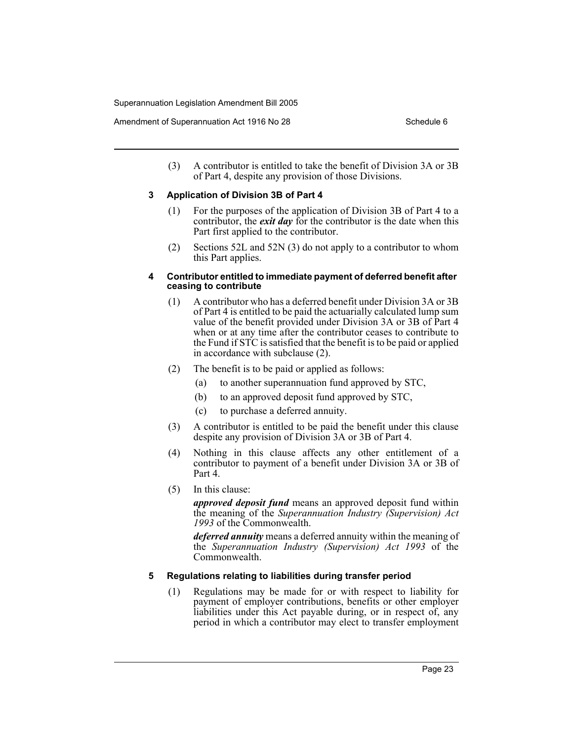(3) A contributor is entitled to take the benefit of Division 3A or 3B of Part 4, despite any provision of those Divisions.

### 3 Application of Division 3B of Part 4

(1) For the purposes of the application of Division 3B of Part 4 to a contributor, the ***exit day*** for the contributor is the date when this Part first applied to the contributor.

(2) Sections 52L and 52N (3) do not apply to a contributor to whom this Part applies.

### 4 Contributor entitled to immediate payment of deferred benefit after ceasing to contribute

(1) A contributor who has a deferred benefit under Division 3A or 3B of Part 4 is entitled to be paid the actuarially calculated lump sum value of the benefit provided under Division 3A or 3B of Part 4 when or at any time after the contributor ceases to contribute to the Fund if STC is satisfied that the benefit is to be paid or applied in accordance with subclause (2).

(2) The benefit is to be paid or applied as follows:

- (a) to another superannuation fund approved by STC,
- (b) to an approved deposit fund approved by STC,
- (c) to purchase a deferred annuity.

(3) A contributor is entitled to be paid the benefit under this clause despite any provision of Division 3A or 3B of Part 4.

(4) Nothing in this clause affects any other entitlement of a contributor to payment of a benefit under Division 3A or 3B of Part 4.

(5) In this clause:

***approved deposit fund*** means an approved deposit fund within the meaning of the *Superannuation Industry (Supervision) Act 1993* of the Commonwealth.

***deferred annuity*** means a deferred annuity within the meaning of the *Superannuation Industry (Supervision) Act 1993* of the Commonwealth.

### 5 Regulations relating to liabilities during transfer period

(1) Regulations may be made for or with respect to liability for payment of employer contributions, benefits or other employer liabilities under this Act payable during, or in respect of, any period in which a contributor may elect to transfer employment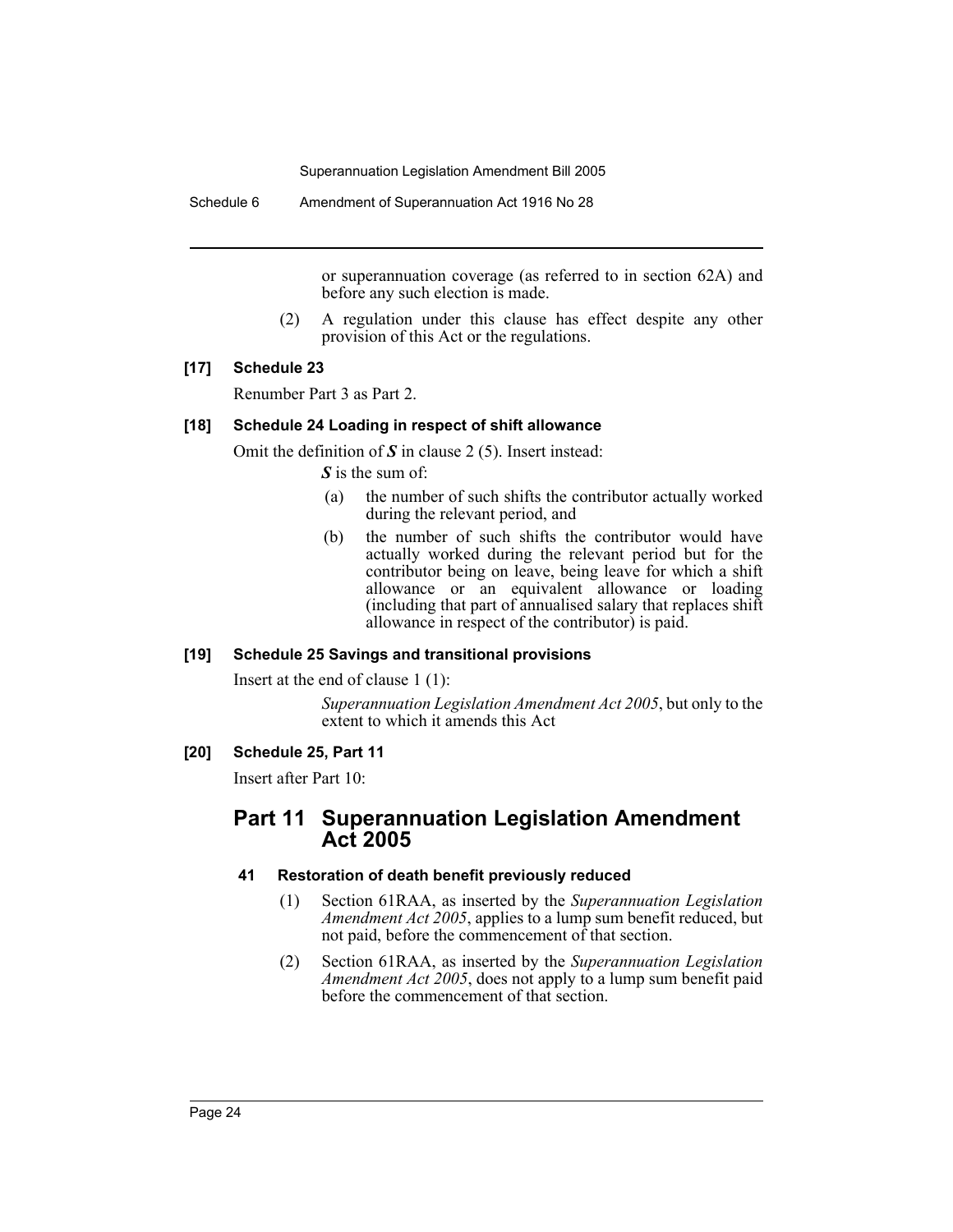or superannuation coverage (as referred to in section 62A) and before any such election is made.

(2) A regulation under this clause has effect despite any other provision of this Act or the regulations.

### [17] Schedule 23

Renumber Part 3 as Part 2.

### [18] Schedule 24 Loading in respect of shift allowance

Omit the definition of ***S*** in clause 2 (5). Insert instead:

***S*** is the sum of:

(a) the number of such shifts the contributor actually worked during the relevant period, and

(b) the number of such shifts the contributor would have actually worked during the relevant period but for the contributor being on leave, being leave for which a shift allowance or an equivalent allowance or loading (including that part of annualised salary that replaces shift allowance in respect of the contributor) is paid.

### [19] Schedule 25 Savings and transitional provisions

Insert at the end of clause 1 (1):

*Superannuation Legislation Amendment Act 2005*, but only to the extent to which it amends this Act

### [20] Schedule 25, Part 11

Insert after Part 10:

## Part 11 Superannuation Legislation Amendment Act 2005

#### 41 Restoration of death benefit previously reduced

(1) Section 61RAA, as inserted by the *Superannuation Legislation Amendment Act 2005*, applies to a lump sum benefit reduced, but not paid, before the commencement of that section.

(2) Section 61RAA, as inserted by the *Superannuation Legislation Amendment Act 2005*, does not apply to a lump sum benefit paid before the commencement of that section.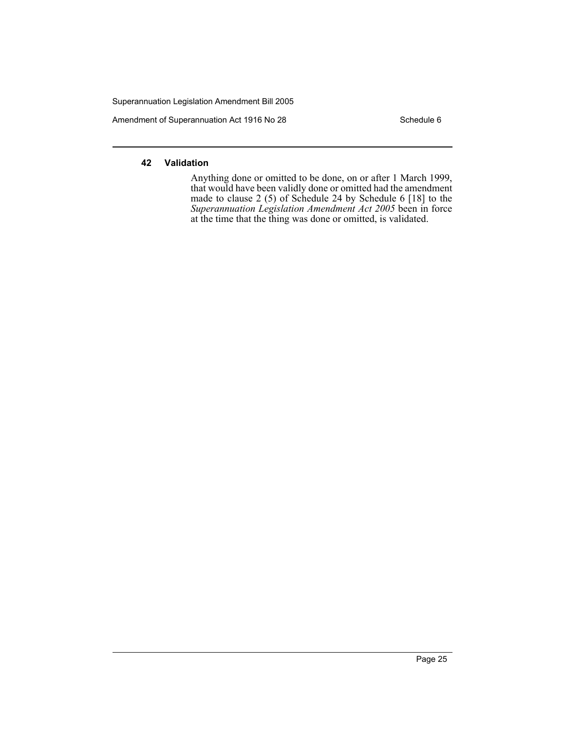#### 42 Validation

Anything done or omitted to be done, on or after 1 March 1999, that would have been validly done or omitted had the amendment made to clause 2 (5) of Schedule 24 by Schedule 6 [18] to the *Superannuation Legislation Amendment Act 2005* been in force at the time that the thing was done or omitted, is validated.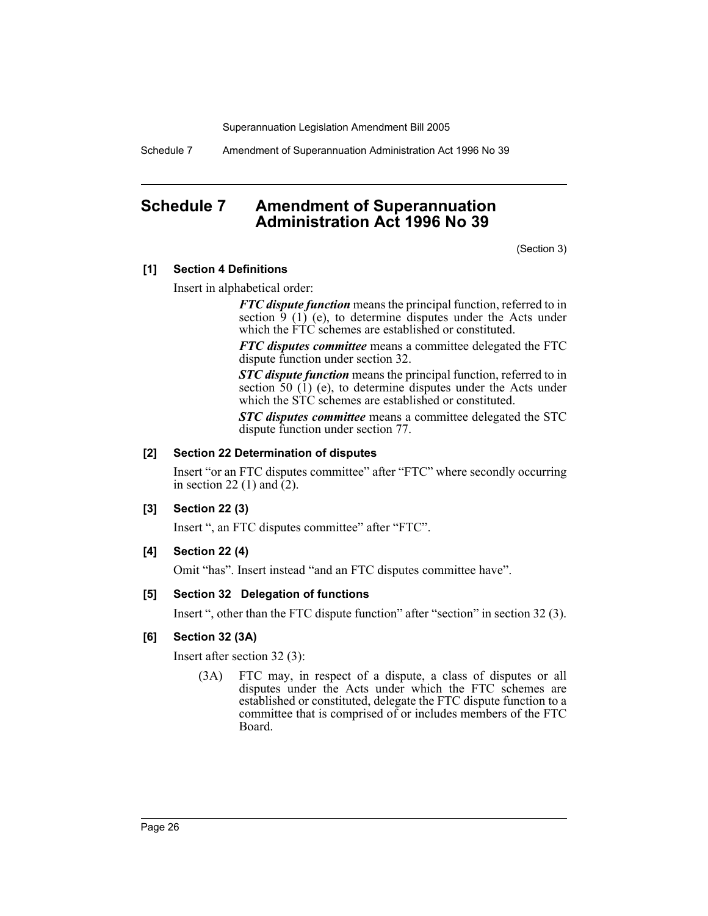# Schedule 7 Amendment of Superannuation Administration Act 1996 No 39

(Section 3)

**[1] Section 4 Definitions**

Insert in alphabetical order:

> ***FTC dispute function*** means the principal function, referred to in section 9 (1) (e), to determine disputes under the Acts under which the FTC schemes are established or constituted.
>
> ***FTC disputes committee*** means a committee delegated the FTC dispute function under section 32.
>
> ***STC dispute function*** means the principal function, referred to in section 50 (1) (e), to determine disputes under the Acts under which the STC schemes are established or constituted.
>
> ***STC disputes committee*** means a committee delegated the STC dispute function under section 77.

**[2] Section 22 Determination of disputes**

Insert "or an FTC disputes committee" after "FTC" where secondly occurring in section 22 (1) and (2).

**[3] Section 22 (3)**

Insert ", an FTC disputes committee" after "FTC".

**[4] Section 22 (4)**

Omit "has". Insert instead "and an FTC disputes committee have".

**[5] Section 32 Delegation of functions**

Insert ", other than the FTC dispute function" after "section" in section 32 (3).

**[6] Section 32 (3A)**

Insert after section 32 (3):

> (3A) FTC may, in respect of a dispute, a class of disputes or all disputes under the Acts under which the FTC schemes are established or constituted, delegate the FTC dispute function to a committee that is comprised of or includes members of the FTC Board.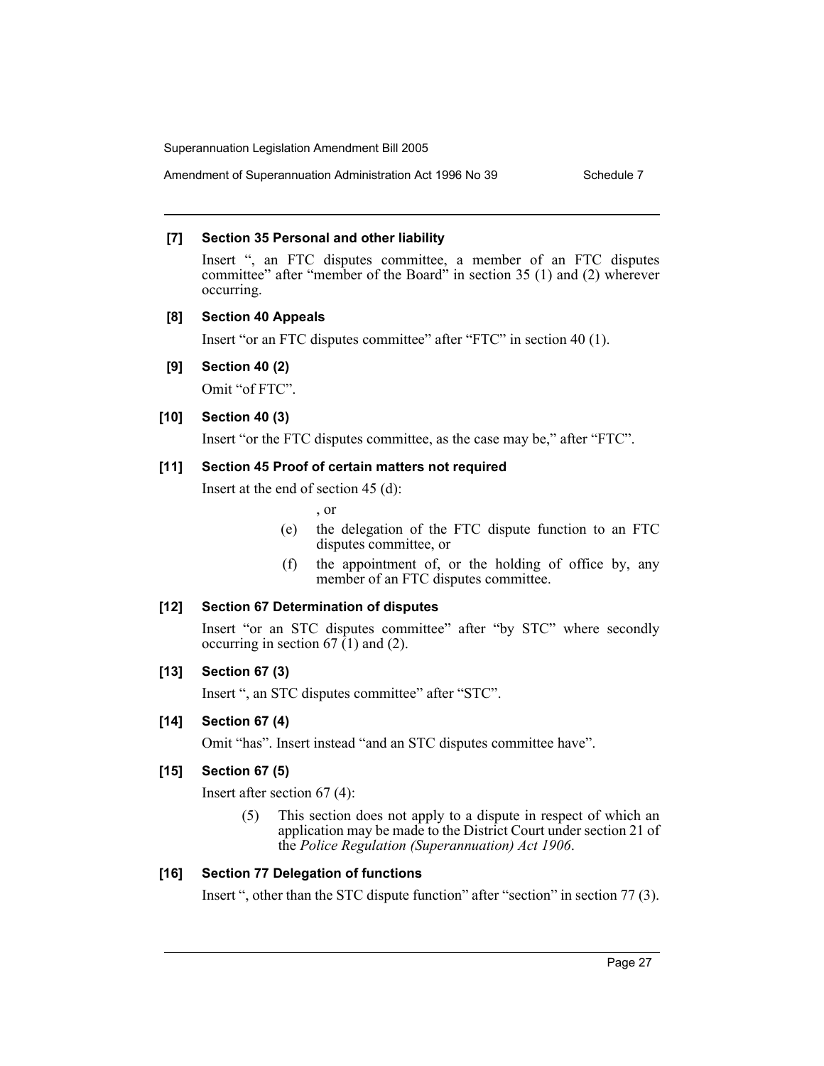**[7] Section 35 Personal and other liability**

Insert ", an FTC disputes committee, a member of an FTC disputes committee" after "member of the Board" in section 35 (1) and (2) wherever occurring.

**[8] Section 40 Appeals**

Insert "or an FTC disputes committee" after "FTC" in section 40 (1).

**[9] Section 40 (2)**

Omit "of FTC".

**[10] Section 40 (3)**

Insert "or the FTC disputes committee, as the case may be," after "FTC".

**[11] Section 45 Proof of certain matters not required**

Insert at the end of section 45 (d):

, or

(e) the delegation of the FTC dispute function to an FTC disputes committee, or

(f) the appointment of, or the holding of office by, any member of an FTC disputes committee.

**[12] Section 67 Determination of disputes**

Insert "or an STC disputes committee" after "by STC" where secondly occurring in section 67 (1) and (2).

**[13] Section 67 (3)**

Insert ", an STC disputes committee" after "STC".

**[14] Section 67 (4)**

Omit "has". Insert instead "and an STC disputes committee have".

**[15] Section 67 (5)**

Insert after section 67 (4):

(5) This section does not apply to a dispute in respect of which an application may be made to the District Court under section 21 of the *Police Regulation (Superannuation) Act 1906*.

**[16] Section 77 Delegation of functions**

Insert ", other than the STC dispute function" after "section" in section 77 (3).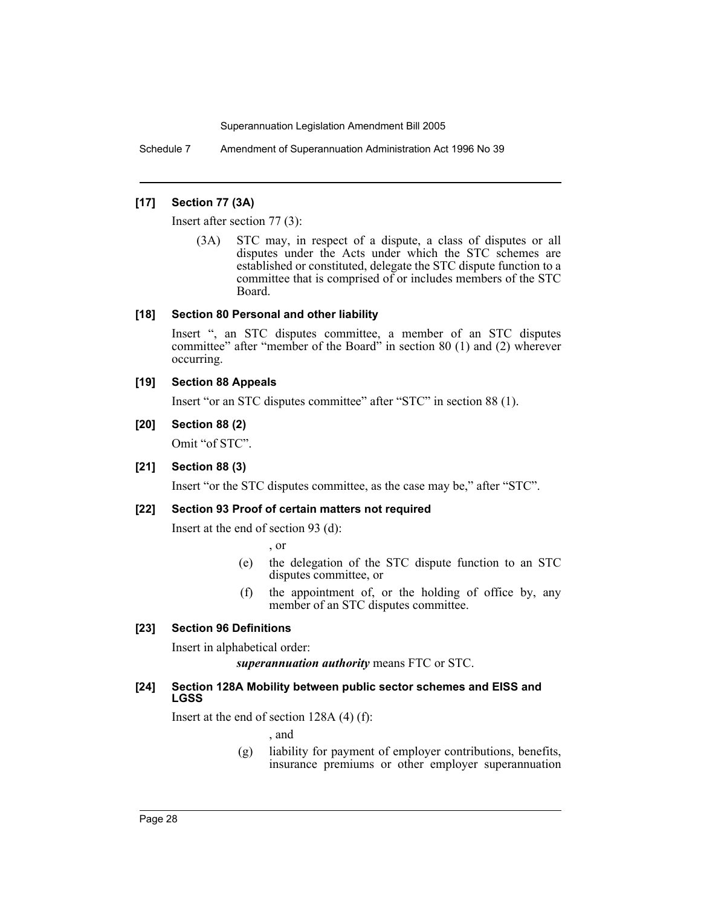#### [17] Section 77 (3A)

Insert after section 77 (3):

(3A) STC may, in respect of a dispute, a class of disputes or all disputes under the Acts under which the STC schemes are established or constituted, delegate the STC dispute function to a committee that is comprised of or includes members of the STC Board.

#### [18] Section 80 Personal and other liability

Insert ", an STC disputes committee, a member of an STC disputes committee" after "member of the Board" in section 80 (1) and (2) wherever occurring.

#### [19] Section 88 Appeals

Insert "or an STC disputes committee" after "STC" in section 88 (1).

#### [20] Section 88 (2)

Omit "of STC".

#### [21] Section 88 (3)

Insert "or the STC disputes committee, as the case may be," after "STC".

#### [22] Section 93 Proof of certain matters not required

Insert at the end of section 93 (d):

, or

(e) the delegation of the STC dispute function to an STC disputes committee, or

(f) the appointment of, or the holding of office by, any member of an STC disputes committee.

#### [23] Section 96 Definitions

Insert in alphabetical order:

***superannuation authority*** means FTC or STC.

#### [24] Section 128A Mobility between public sector schemes and EISS and LGSS

Insert at the end of section 128A (4) (f):

, and

(g) liability for payment of employer contributions, benefits, insurance premiums or other employer superannuation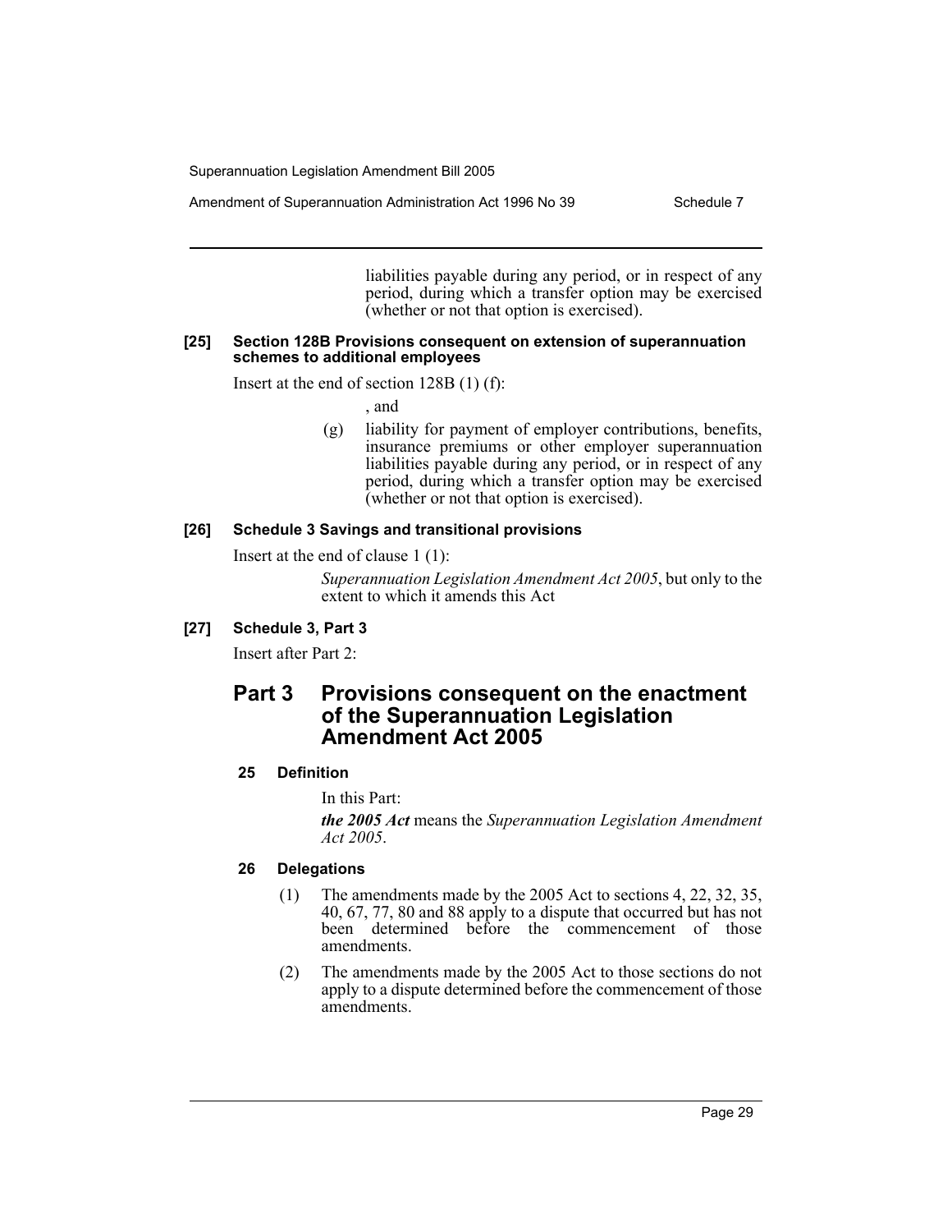liabilities payable during any period, or in respect of any period, during which a transfer option may be exercised (whether or not that option is exercised).

**[25] Section 128B Provisions consequent on extension of superannuation schemes to additional employees**

Insert at the end of section 128B (1) (f):

, and

(g) liability for payment of employer contributions, benefits, insurance premiums or other employer superannuation liabilities payable during any period, or in respect of any period, during which a transfer option may be exercised (whether or not that option is exercised).

**[26] Schedule 3 Savings and transitional provisions**

Insert at the end of clause 1 (1):

*Superannuation Legislation Amendment Act 2005*, but only to the extent to which it amends this Act

**[27] Schedule 3, Part 3**

Insert after Part 2:

## Part 3 Provisions consequent on the enactment of the Superannuation Legislation Amendment Act 2005

### 25 Definition

In this Part:

***the 2005 Act*** means the *Superannuation Legislation Amendment Act 2005*.

### 26 Delegations

(1) The amendments made by the 2005 Act to sections 4, 22, 32, 35, 40, 67, 77, 80 and 88 apply to a dispute that occurred but has not been determined before the commencement of those amendments.

(2) The amendments made by the 2005 Act to those sections do not apply to a dispute determined before the commencement of those amendments.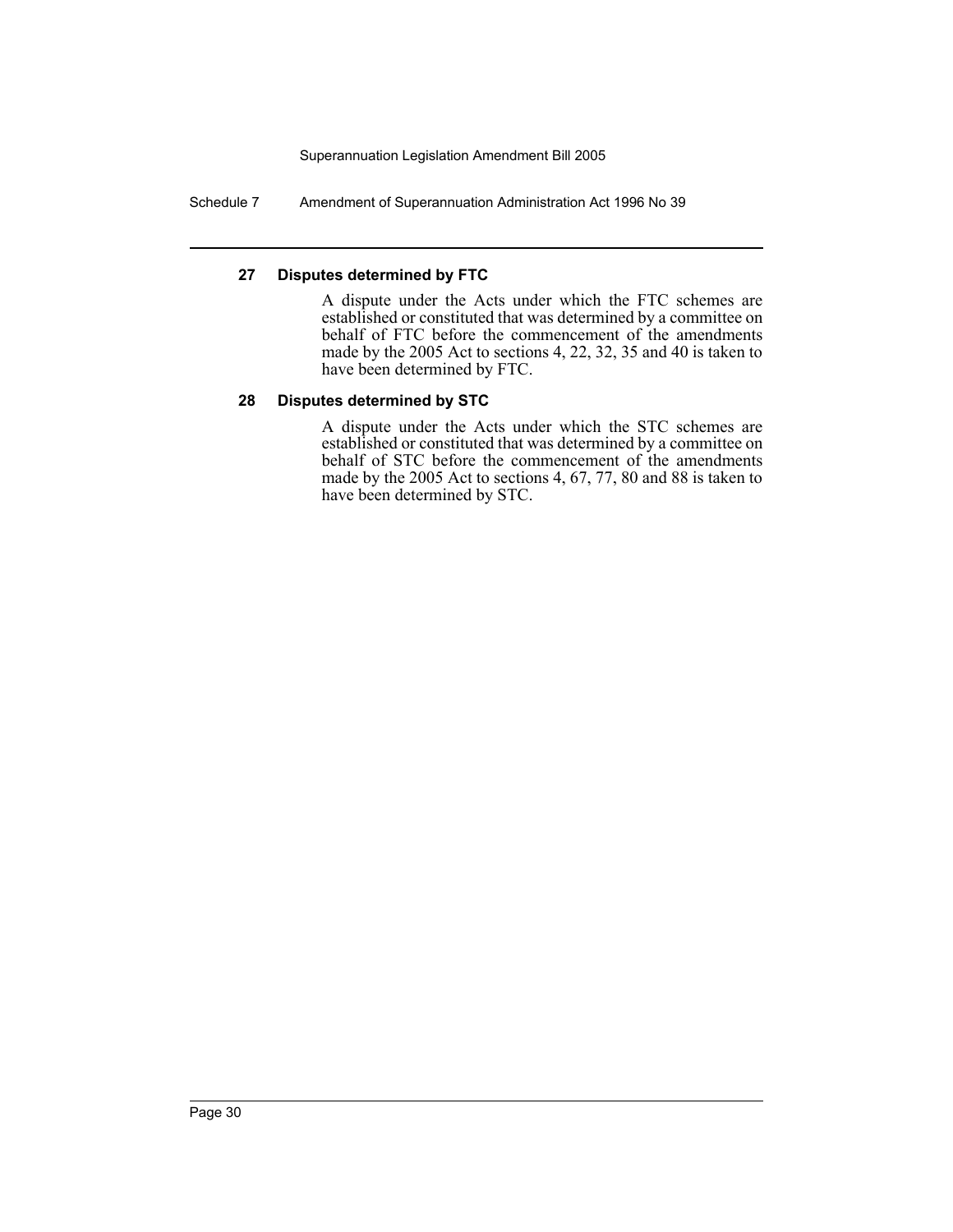### 27 Disputes determined by FTC

A dispute under the Acts under which the FTC schemes are established or constituted that was determined by a committee on behalf of FTC before the commencement of the amendments made by the 2005 Act to sections 4, 22, 32, 35 and 40 is taken to have been determined by FTC.

### 28 Disputes determined by STC

A dispute under the Acts under which the STC schemes are established or constituted that was determined by a committee on behalf of STC before the commencement of the amendments made by the 2005 Act to sections 4, 67, 77, 80 and 88 is taken to have been determined by STC.